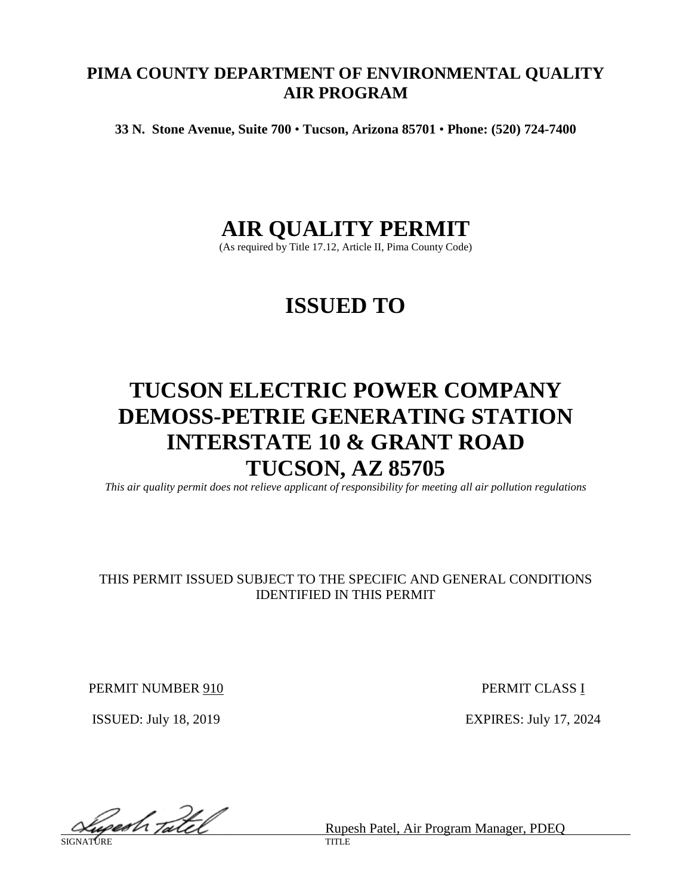**PIMA COUNTY DEPARTMENT OF ENVIRONMENTAL QUALITY**
**AIR PROGRAM**

**33 N. Stone Avenue, Suite 700 • Tucson, Arizona 85701 • Phone: (520) 724-7400**

# AIR QUALITY PERMIT

(As required by Title 17.12, Article II, Pima County Code)

# ISSUED TO

# TUCSON ELECTRIC POWER COMPANY
# DEMOSS-PETRIE GENERATING STATION
# INTERSTATE 10 & GRANT ROAD
# TUCSON, AZ 85705

*This air quality permit does not relieve applicant of responsibility for meeting all air pollution regulations*

THIS PERMIT ISSUED SUBJECT TO THE SPECIFIC AND GENERAL CONDITIONS IDENTIFIED IN THIS PERMIT

PERMIT NUMBER 910

PERMIT CLASS I

ISSUED: July 18, 2019

EXPIRES: July 17, 2024

SIGNATURE: Rupesh Patel

TITLE: Rupesh Patel, Air Program Manager, PDEQ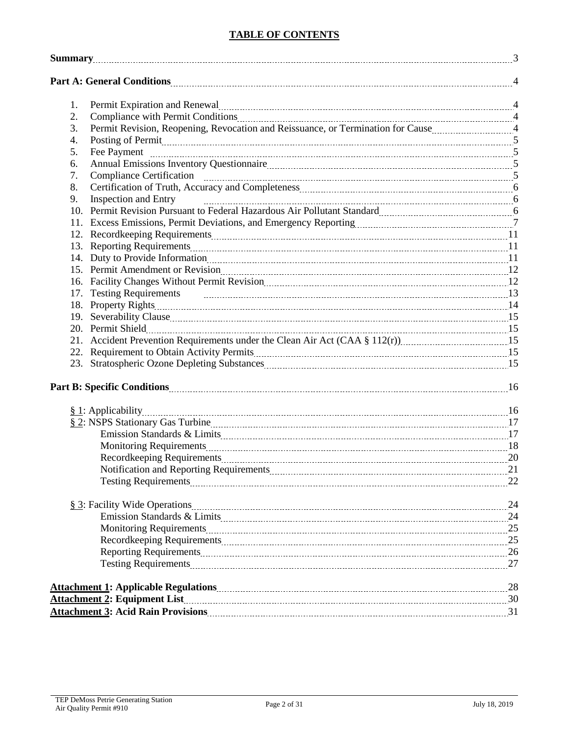## TABLE OF CONTENTS

**Summary** ........ 3

**Part A: General Conditions** ........ 4

1. Permit Expiration and Renewal ........ 4
2. Compliance with Permit Conditions ........ 4
3. Permit Revision, Reopening, Revocation and Reissuance, or Termination for Cause ........ 4
4. Posting of Permit ........ 5
5. Fee Payment ........ 5
6. Annual Emissions Inventory Questionnaire ........ 5
7. Compliance Certification ........ 5
8. Certification of Truth, Accuracy and Completeness ........ 6
9. Inspection and Entry ........ 6
10. Permit Revision Pursuant to Federal Hazardous Air Pollutant Standard ........ 6
11. Excess Emissions, Permit Deviations, and Emergency Reporting ........ 7
12. Recordkeeping Requirements ........ 11
13. Reporting Requirements ........ 11
14. Duty to Provide Information ........ 11
15. Permit Amendment or Revision ........ 12
16. Facility Changes Without Permit Revision ........ 12
17. Testing Requirements ........ 13
18. Property Rights ........ 14
19. Severability Clause ........ 15
20. Permit Shield ........ 15
21. Accident Prevention Requirements under the Clean Air Act (CAA § 112(r)) ........ 15
22. Requirement to Obtain Activity Permits ........ 15
23. Stratospheric Ozone Depleting Substances ........ 15

**Part B: Specific Conditions** ........ 16

- § 1: Applicability ........ 16
- § 2: NSPS Stationary Gas Turbine ........ 17
  - Emission Standards & Limits ........ 17
  - Monitoring Requirements ........ 18
  - Recordkeeping Requirements ........ 20
  - Notification and Reporting Requirements ........ 21
  - Testing Requirements ........ 22
- § 3: Facility Wide Operations ........ 24
  - Emission Standards & Limits ........ 24
  - Monitoring Requirements ........ 25
  - Recordkeeping Requirements ........ 25
  - Reporting Requirements ........ 26
  - Testing Requirements ........ 27

**Attachment 1: Applicable Regulations** ........ 28

**Attachment 2: Equipment List** ........ 30

**Attachment 3: Acid Rain Provisions** ........ 31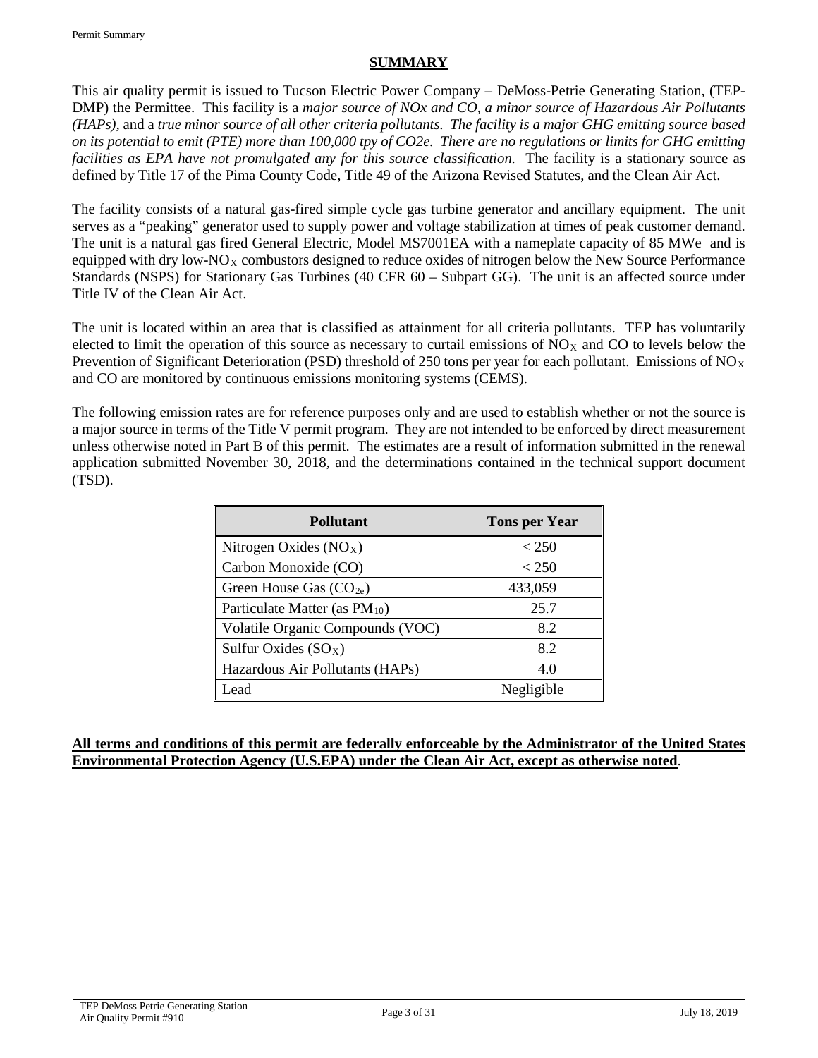## SUMMARY

This air quality permit is issued to Tucson Electric Power Company – DeMoss-Petrie Generating Station, (TEP-DMP) the Permittee. This facility is a *major source of NOx and CO, a minor source of Hazardous Air Pollutants (HAPs)*, and a *true minor source of all other criteria pollutants. The facility is a major GHG emitting source based on its potential to emit (PTE) more than 100,000 tpy of CO2e. There are no regulations or limits for GHG emitting facilities as EPA have not promulgated any for this source classification.* The facility is a stationary source as defined by Title 17 of the Pima County Code, Title 49 of the Arizona Revised Statutes, and the Clean Air Act.

The facility consists of a natural gas-fired simple cycle gas turbine generator and ancillary equipment. The unit serves as a "peaking" generator used to supply power and voltage stabilization at times of peak customer demand. The unit is a natural gas fired General Electric, Model MS7001EA with a nameplate capacity of 85 MWe and is equipped with dry low-$NO_X$ combustors designed to reduce oxides of nitrogen below the New Source Performance Standards (NSPS) for Stationary Gas Turbines (40 CFR 60 – Subpart GG). The unit is an affected source under Title IV of the Clean Air Act.

The unit is located within an area that is classified as attainment for all criteria pollutants. TEP has voluntarily elected to limit the operation of this source as necessary to curtail emissions of $NO_X$ and CO to levels below the Prevention of Significant Deterioration (PSD) threshold of 250 tons per year for each pollutant. Emissions of $NO_X$ and CO are monitored by continuous emissions monitoring systems (CEMS).

The following emission rates are for reference purposes only and are used to establish whether or not the source is a major source in terms of the Title V permit program. They are not intended to be enforced by direct measurement unless otherwise noted in Part B of this permit. The estimates are a result of information submitted in the renewal application submitted November 30, 2018, and the determinations contained in the technical support document (TSD).

| Pollutant | Tons per Year |
|---|---|
| Nitrogen Oxides ($NO_X$) | < 250 |
| Carbon Monoxide (CO) | < 250 |
| Green House Gas ($CO_{2e}$) | 433,059 |
| Particulate Matter (as $PM_{10}$) | 25.7 |
| Volatile Organic Compounds (VOC) | 8.2 |
| Sulfur Oxides ($SO_X$) | 8.2 |
| Hazardous Air Pollutants (HAPs) | 4.0 |
| Lead | Negligible |

**All terms and conditions of this permit are federally enforceable by the Administrator of the United States Environmental Protection Agency (U.S.EPA) under the Clean Air Act, except as otherwise noted**.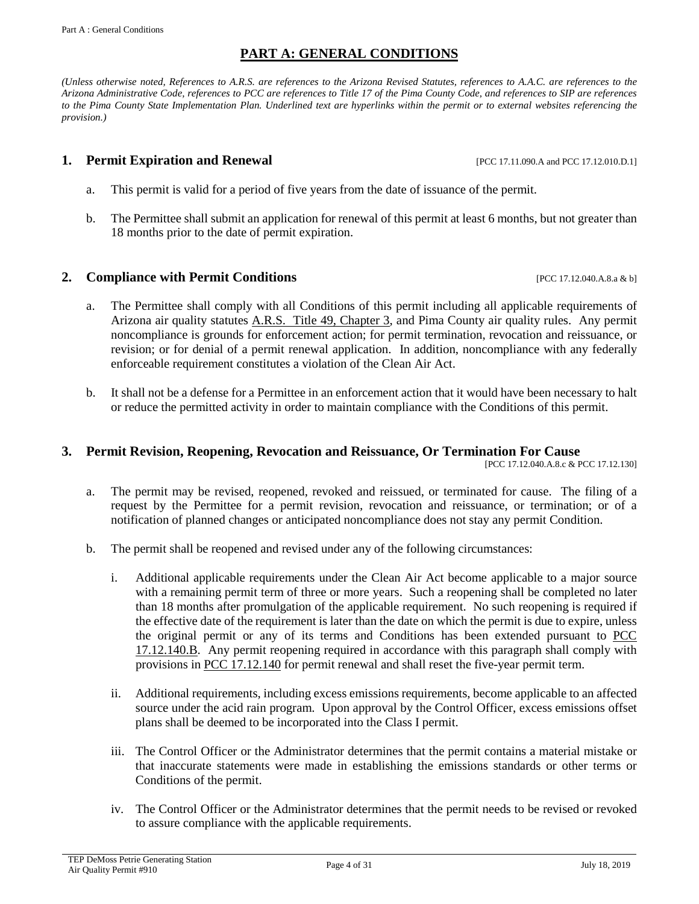# PART A: GENERAL CONDITIONS

*(Unless otherwise noted, References to A.R.S. are references to the Arizona Revised Statutes, references to A.A.C. are references to the Arizona Administrative Code, references to PCC are references to Title 17 of the Pima County Code, and references to SIP are references to the Pima County State Implementation Plan. Underlined text are hyperlinks within the permit or to external websites referencing the provision.)*

## 1. Permit Expiration and Renewal

[PCC 17.11.090.A and PCC 17.12.010.D.1]

a. This permit is valid for a period of five years from the date of issuance of the permit.

b. The Permittee shall submit an application for renewal of this permit at least 6 months, but not greater than 18 months prior to the date of permit expiration.

## 2. Compliance with Permit Conditions

[PCC 17.12.040.A.8.a & b]

a. The Permittee shall comply with all Conditions of this permit including all applicable requirements of Arizona air quality statutes A.R.S. Title 49, Chapter 3, and Pima County air quality rules. Any permit noncompliance is grounds for enforcement action; for permit termination, revocation and reissuance, or revision; or for denial of a permit renewal application. In addition, noncompliance with any federally enforceable requirement constitutes a violation of the Clean Air Act.

b. It shall not be a defense for a Permittee in an enforcement action that it would have been necessary to halt or reduce the permitted activity in order to maintain compliance with the Conditions of this permit.

## 3. Permit Revision, Reopening, Revocation and Reissuance, Or Termination For Cause

[PCC 17.12.040.A.8.c & PCC 17.12.130]

a. The permit may be revised, reopened, revoked and reissued, or terminated for cause. The filing of a request by the Permittee for a permit revision, revocation and reissuance, or termination; or of a notification of planned changes or anticipated noncompliance does not stay any permit Condition.

b. The permit shall be reopened and revised under any of the following circumstances:

   i. Additional applicable requirements under the Clean Air Act become applicable to a major source with a remaining permit term of three or more years. Such a reopening shall be completed no later than 18 months after promulgation of the applicable requirement. No such reopening is required if the effective date of the requirement is later than the date on which the permit is due to expire, unless the original permit or any of its terms and Conditions has been extended pursuant to PCC 17.12.140.B. Any permit reopening required in accordance with this paragraph shall comply with provisions in PCC 17.12.140 for permit renewal and shall reset the five-year permit term.

   ii. Additional requirements, including excess emissions requirements, become applicable to an affected source under the acid rain program. Upon approval by the Control Officer, excess emissions offset plans shall be deemed to be incorporated into the Class I permit.

   iii. The Control Officer or the Administrator determines that the permit contains a material mistake or that inaccurate statements were made in establishing the emissions standards or other terms or Conditions of the permit.

   iv. The Control Officer or the Administrator determines that the permit needs to be revised or revoked to assure compliance with the applicable requirements.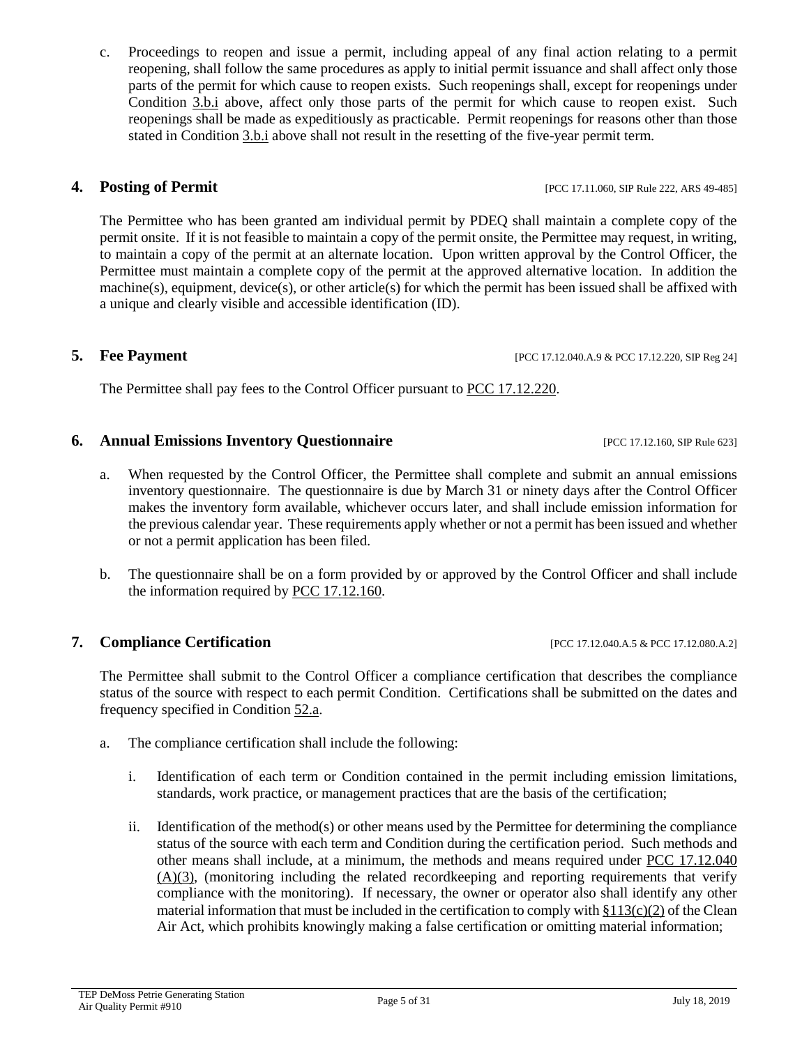c. Proceedings to reopen and issue a permit, including appeal of any final action relating to a permit reopening, shall follow the same procedures as apply to initial permit issuance and shall affect only those parts of the permit for which cause to reopen exists. Such reopenings shall, except for reopenings under Condition 3.b.i above, affect only those parts of the permit for which cause to reopen exist. Such reopenings shall be made as expeditiously as practicable. Permit reopenings for reasons other than those stated in Condition 3.b.i above shall not result in the resetting of the five-year permit term.

## 4. Posting of Permit [PCC 17.11.060, SIP Rule 222, ARS 49-485]

The Permittee who has been granted am individual permit by PDEQ shall maintain a complete copy of the permit onsite. If it is not feasible to maintain a copy of the permit onsite, the Permittee may request, in writing, to maintain a copy of the permit at an alternate location. Upon written approval by the Control Officer, the Permittee must maintain a complete copy of the permit at the approved alternative location. In addition the machine(s), equipment, device(s), or other article(s) for which the permit has been issued shall be affixed with a unique and clearly visible and accessible identification (ID).

## 5. Fee Payment [PCC 17.12.040.A.9 & PCC 17.12.220, SIP Reg 24]

The Permittee shall pay fees to the Control Officer pursuant to PCC 17.12.220.

## 6. Annual Emissions Inventory Questionnaire [PCC 17.12.160, SIP Rule 623]

a. When requested by the Control Officer, the Permittee shall complete and submit an annual emissions inventory questionnaire. The questionnaire is due by March 31 or ninety days after the Control Officer makes the inventory form available, whichever occurs later, and shall include emission information for the previous calendar year. These requirements apply whether or not a permit has been issued and whether or not a permit application has been filed.

b. The questionnaire shall be on a form provided by or approved by the Control Officer and shall include the information required by PCC 17.12.160.

## 7. Compliance Certification [PCC 17.12.040.A.5 & PCC 17.12.080.A.2]

The Permittee shall submit to the Control Officer a compliance certification that describes the compliance status of the source with respect to each permit Condition. Certifications shall be submitted on the dates and frequency specified in Condition 52.a.

a. The compliance certification shall include the following:

   i. Identification of each term or Condition contained in the permit including emission limitations, standards, work practice, or management practices that are the basis of the certification;

   ii. Identification of the method(s) or other means used by the Permittee for determining the compliance status of the source with each term and Condition during the certification period. Such methods and other means shall include, at a minimum, the methods and means required under PCC 17.12.040 (A)(3), (monitoring including the related recordkeeping and reporting requirements that verify compliance with the monitoring). If necessary, the owner or operator also shall identify any other material information that must be included in the certification to comply with §113(c)(2) of the Clean Air Act, which prohibits knowingly making a false certification or omitting material information;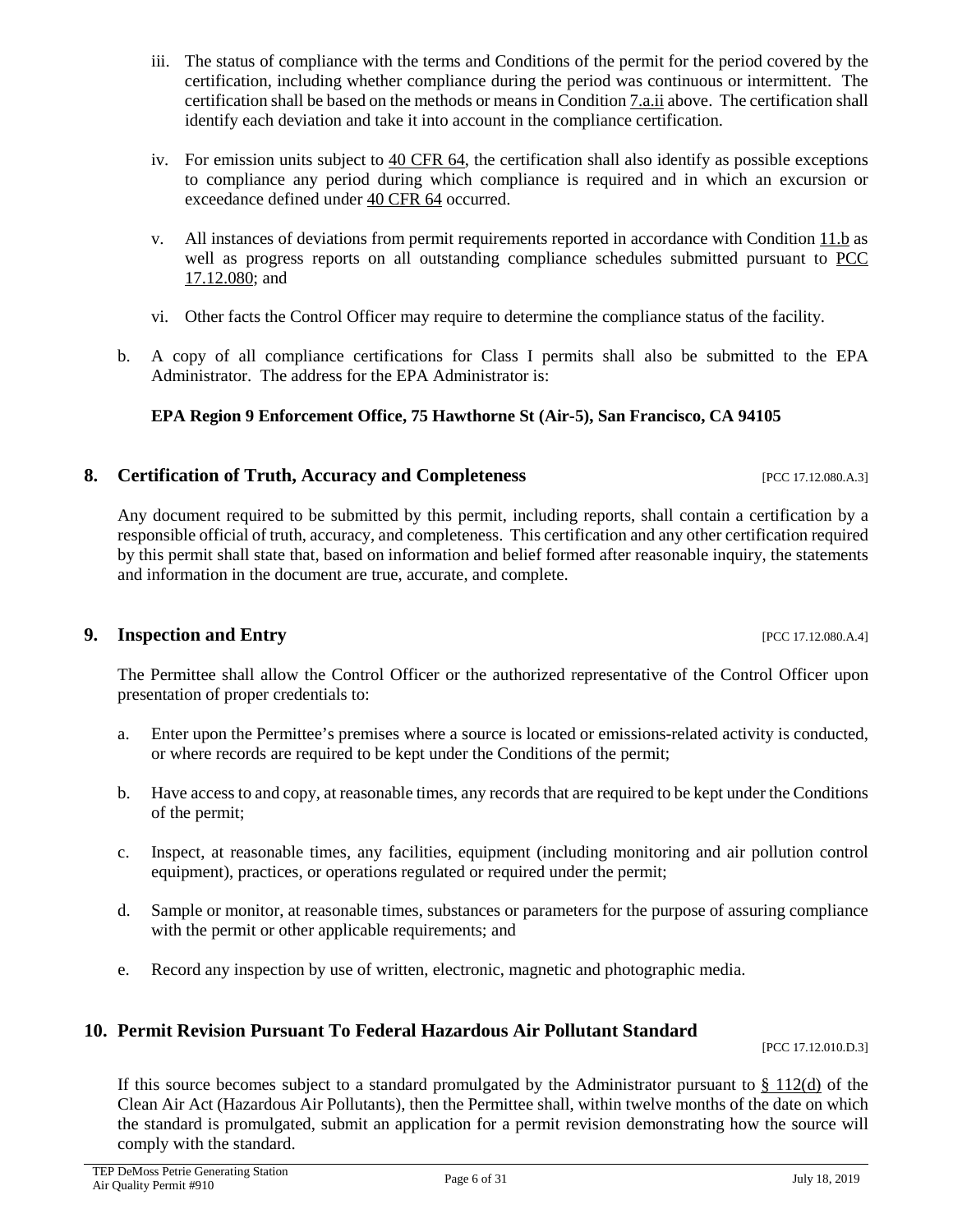iii. The status of compliance with the terms and Conditions of the permit for the period covered by the certification, including whether compliance during the period was continuous or intermittent. The certification shall be based on the methods or means in Condition 7.a.ii above. The certification shall identify each deviation and take it into account in the compliance certification.

iv. For emission units subject to 40 CFR 64, the certification shall also identify as possible exceptions to compliance any period during which compliance is required and in which an excursion or exceedance defined under 40 CFR 64 occurred.

v. All instances of deviations from permit requirements reported in accordance with Condition 11.b as well as progress reports on all outstanding compliance schedules submitted pursuant to PCC 17.12.080; and

vi. Other facts the Control Officer may require to determine the compliance status of the facility.

b. A copy of all compliance certifications for Class I permits shall also be submitted to the EPA Administrator. The address for the EPA Administrator is:

**EPA Region 9 Enforcement Office, 75 Hawthorne St (Air-5), San Francisco, CA 94105**

## 8. Certification of Truth, Accuracy and Completeness

[PCC 17.12.080.A.3]

Any document required to be submitted by this permit, including reports, shall contain a certification by a responsible official of truth, accuracy, and completeness. This certification and any other certification required by this permit shall state that, based on information and belief formed after reasonable inquiry, the statements and information in the document are true, accurate, and complete.

## 9. Inspection and Entry

[PCC 17.12.080.A.4]

The Permittee shall allow the Control Officer or the authorized representative of the Control Officer upon presentation of proper credentials to:

a. Enter upon the Permittee's premises where a source is located or emissions-related activity is conducted, or where records are required to be kept under the Conditions of the permit;

b. Have access to and copy, at reasonable times, any records that are required to be kept under the Conditions of the permit;

c. Inspect, at reasonable times, any facilities, equipment (including monitoring and air pollution control equipment), practices, or operations regulated or required under the permit;

d. Sample or monitor, at reasonable times, substances or parameters for the purpose of assuring compliance with the permit or other applicable requirements; and

e. Record any inspection by use of written, electronic, magnetic and photographic media.

## 10. Permit Revision Pursuant To Federal Hazardous Air Pollutant Standard

[PCC 17.12.010.D.3]

If this source becomes subject to a standard promulgated by the Administrator pursuant to § 112(d) of the Clean Air Act (Hazardous Air Pollutants), then the Permittee shall, within twelve months of the date on which the standard is promulgated, submit an application for a permit revision demonstrating how the source will comply with the standard.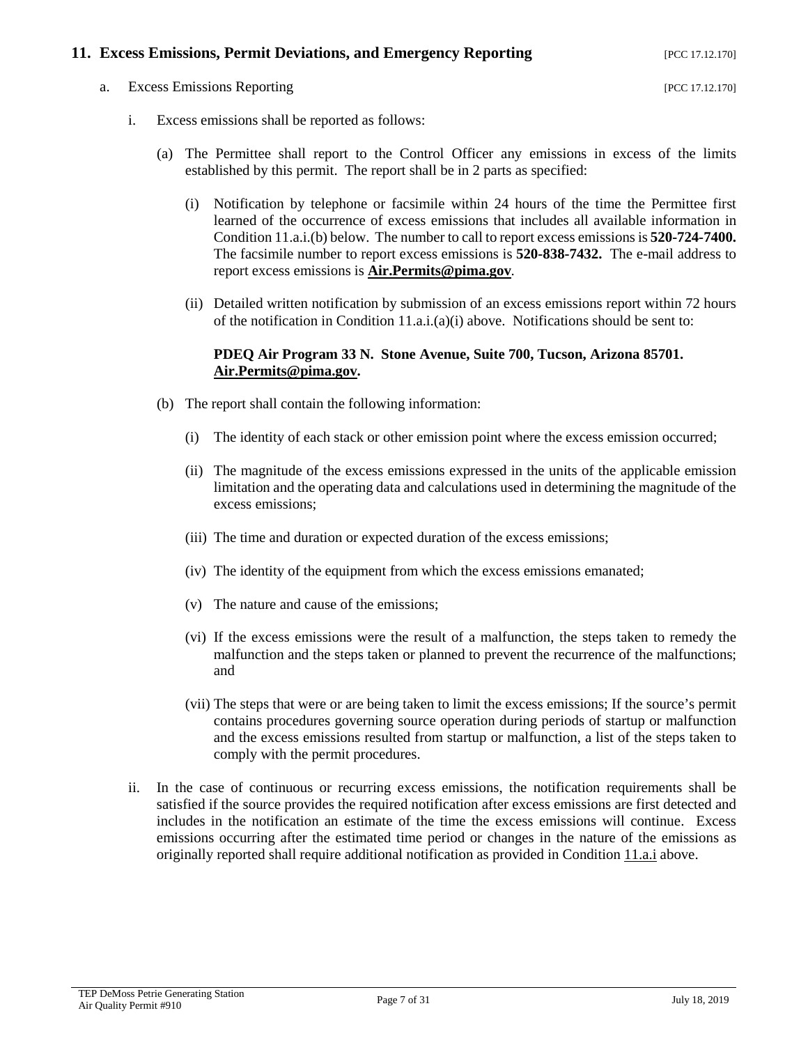## 11. Excess Emissions, Permit Deviations, and Emergency Reporting [PCC 17.12.170]

a. Excess Emissions Reporting [PCC 17.12.170]

i. Excess emissions shall be reported as follows:

(a) The Permittee shall report to the Control Officer any emissions in excess of the limits established by this permit. The report shall be in 2 parts as specified:

(i) Notification by telephone or facsimile within 24 hours of the time the Permittee first learned of the occurrence of excess emissions that includes all available information in Condition 11.a.i.(b) below. The number to call to report excess emissions is **520-724-7400.** The facsimile number to report excess emissions is **520-838-7432.** The e-mail address to report excess emissions is **Air.Permits@pima.gov**.

(ii) Detailed written notification by submission of an excess emissions report within 72 hours of the notification in Condition 11.a.i.(a)(i) above. Notifications should be sent to:

**PDEQ Air Program 33 N. Stone Avenue, Suite 700, Tucson, Arizona 85701. Air.Permits@pima.gov.**

(b) The report shall contain the following information:

(i) The identity of each stack or other emission point where the excess emission occurred;

(ii) The magnitude of the excess emissions expressed in the units of the applicable emission limitation and the operating data and calculations used in determining the magnitude of the excess emissions;

(iii) The time and duration or expected duration of the excess emissions;

(iv) The identity of the equipment from which the excess emissions emanated;

(v) The nature and cause of the emissions;

(vi) If the excess emissions were the result of a malfunction, the steps taken to remedy the malfunction and the steps taken or planned to prevent the recurrence of the malfunctions; and

(vii) The steps that were or are being taken to limit the excess emissions; If the source's permit contains procedures governing source operation during periods of startup or malfunction and the excess emissions resulted from startup or malfunction, a list of the steps taken to comply with the permit procedures.

ii. In the case of continuous or recurring excess emissions, the notification requirements shall be satisfied if the source provides the required notification after excess emissions are first detected and includes in the notification an estimate of the time the excess emissions will continue. Excess emissions occurring after the estimated time period or changes in the nature of the emissions as originally reported shall require additional notification as provided in Condition 11.a.i above.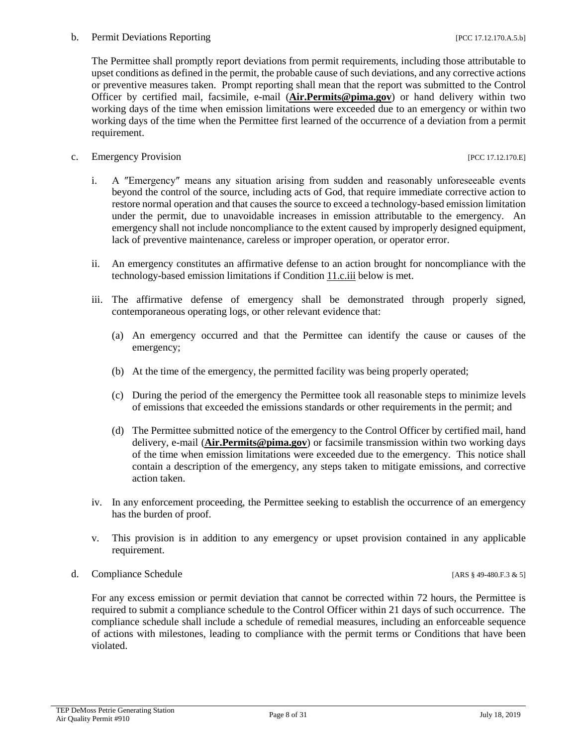b. Permit Deviations Reporting [PCC 17.12.170.A.5.b]

The Permittee shall promptly report deviations from permit requirements, including those attributable to upset conditions as defined in the permit, the probable cause of such deviations, and any corrective actions or preventive measures taken. Prompt reporting shall mean that the report was submitted to the Control Officer by certified mail, facsimile, e-mail (**Air.Permits@pima.gov**) or hand delivery within two working days of the time when emission limitations were exceeded due to an emergency or within two working days of the time when the Permittee first learned of the occurrence of a deviation from a permit requirement.

c. Emergency Provision [PCC 17.12.170.E]

i. A ″Emergency″ means any situation arising from sudden and reasonably unforeseeable events beyond the control of the source, including acts of God, that require immediate corrective action to restore normal operation and that causes the source to exceed a technology-based emission limitation under the permit, due to unavoidable increases in emission attributable to the emergency. An emergency shall not include noncompliance to the extent caused by improperly designed equipment, lack of preventive maintenance, careless or improper operation, or operator error.

ii. An emergency constitutes an affirmative defense to an action brought for noncompliance with the technology-based emission limitations if Condition 11.c.iii below is met.

iii. The affirmative defense of emergency shall be demonstrated through properly signed, contemporaneous operating logs, or other relevant evidence that:

(a) An emergency occurred and that the Permittee can identify the cause or causes of the emergency;

(b) At the time of the emergency, the permitted facility was being properly operated;

(c) During the period of the emergency the Permittee took all reasonable steps to minimize levels of emissions that exceeded the emissions standards or other requirements in the permit; and

(d) The Permittee submitted notice of the emergency to the Control Officer by certified mail, hand delivery, e-mail (**Air.Permits@pima.gov**) or facsimile transmission within two working days of the time when emission limitations were exceeded due to the emergency. This notice shall contain a description of the emergency, any steps taken to mitigate emissions, and corrective action taken.

iv. In any enforcement proceeding, the Permittee seeking to establish the occurrence of an emergency has the burden of proof.

v. This provision is in addition to any emergency or upset provision contained in any applicable requirement.

d. Compliance Schedule [ARS § 49-480.F.3 & 5]

For any excess emission or permit deviation that cannot be corrected within 72 hours, the Permittee is required to submit a compliance schedule to the Control Officer within 21 days of such occurrence. The compliance schedule shall include a schedule of remedial measures, including an enforceable sequence of actions with milestones, leading to compliance with the permit terms or Conditions that have been violated.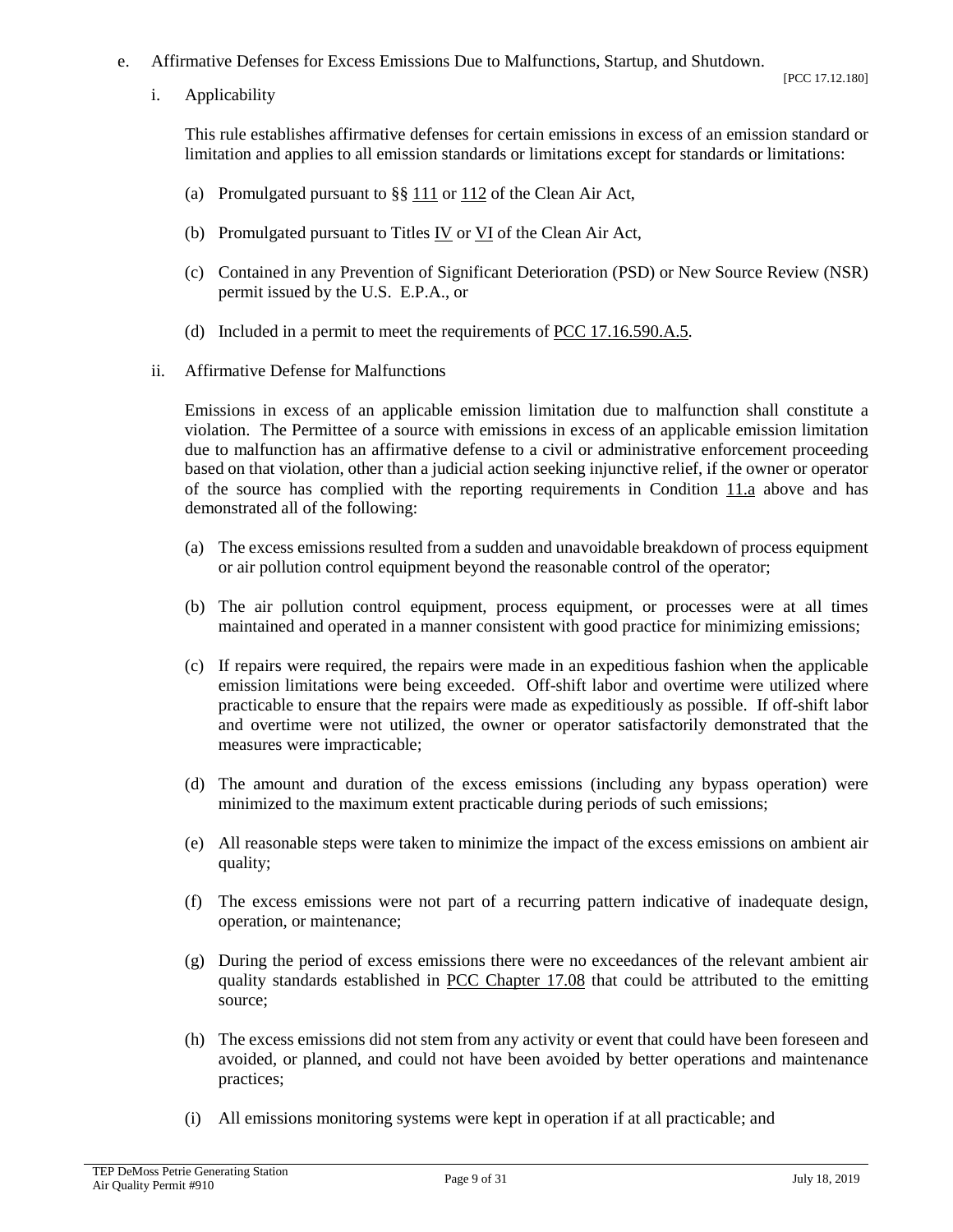e. Affirmative Defenses for Excess Emissions Due to Malfunctions, Startup, and Shutdown.

[PCC 17.12.180]

i. Applicability

This rule establishes affirmative defenses for certain emissions in excess of an emission standard or limitation and applies to all emission standards or limitations except for standards or limitations:

(a) Promulgated pursuant to §§ 111 or 112 of the Clean Air Act,

(b) Promulgated pursuant to Titles IV or VI of the Clean Air Act,

(c) Contained in any Prevention of Significant Deterioration (PSD) or New Source Review (NSR) permit issued by the U.S. E.P.A., or

(d) Included in a permit to meet the requirements of PCC 17.16.590.A.5.

ii. Affirmative Defense for Malfunctions

Emissions in excess of an applicable emission limitation due to malfunction shall constitute a violation. The Permittee of a source with emissions in excess of an applicable emission limitation due to malfunction has an affirmative defense to a civil or administrative enforcement proceeding based on that violation, other than a judicial action seeking injunctive relief, if the owner or operator of the source has complied with the reporting requirements in Condition 11.a above and has demonstrated all of the following:

(a) The excess emissions resulted from a sudden and unavoidable breakdown of process equipment or air pollution control equipment beyond the reasonable control of the operator;

(b) The air pollution control equipment, process equipment, or processes were at all times maintained and operated in a manner consistent with good practice for minimizing emissions;

(c) If repairs were required, the repairs were made in an expeditious fashion when the applicable emission limitations were being exceeded. Off-shift labor and overtime were utilized where practicable to ensure that the repairs were made as expeditiously as possible. If off-shift labor and overtime were not utilized, the owner or operator satisfactorily demonstrated that the measures were impracticable;

(d) The amount and duration of the excess emissions (including any bypass operation) were minimized to the maximum extent practicable during periods of such emissions;

(e) All reasonable steps were taken to minimize the impact of the excess emissions on ambient air quality;

(f) The excess emissions were not part of a recurring pattern indicative of inadequate design, operation, or maintenance;

(g) During the period of excess emissions there were no exceedances of the relevant ambient air quality standards established in PCC Chapter 17.08 that could be attributed to the emitting source;

(h) The excess emissions did not stem from any activity or event that could have been foreseen and avoided, or planned, and could not have been avoided by better operations and maintenance practices;

(i) All emissions monitoring systems were kept in operation if at all practicable; and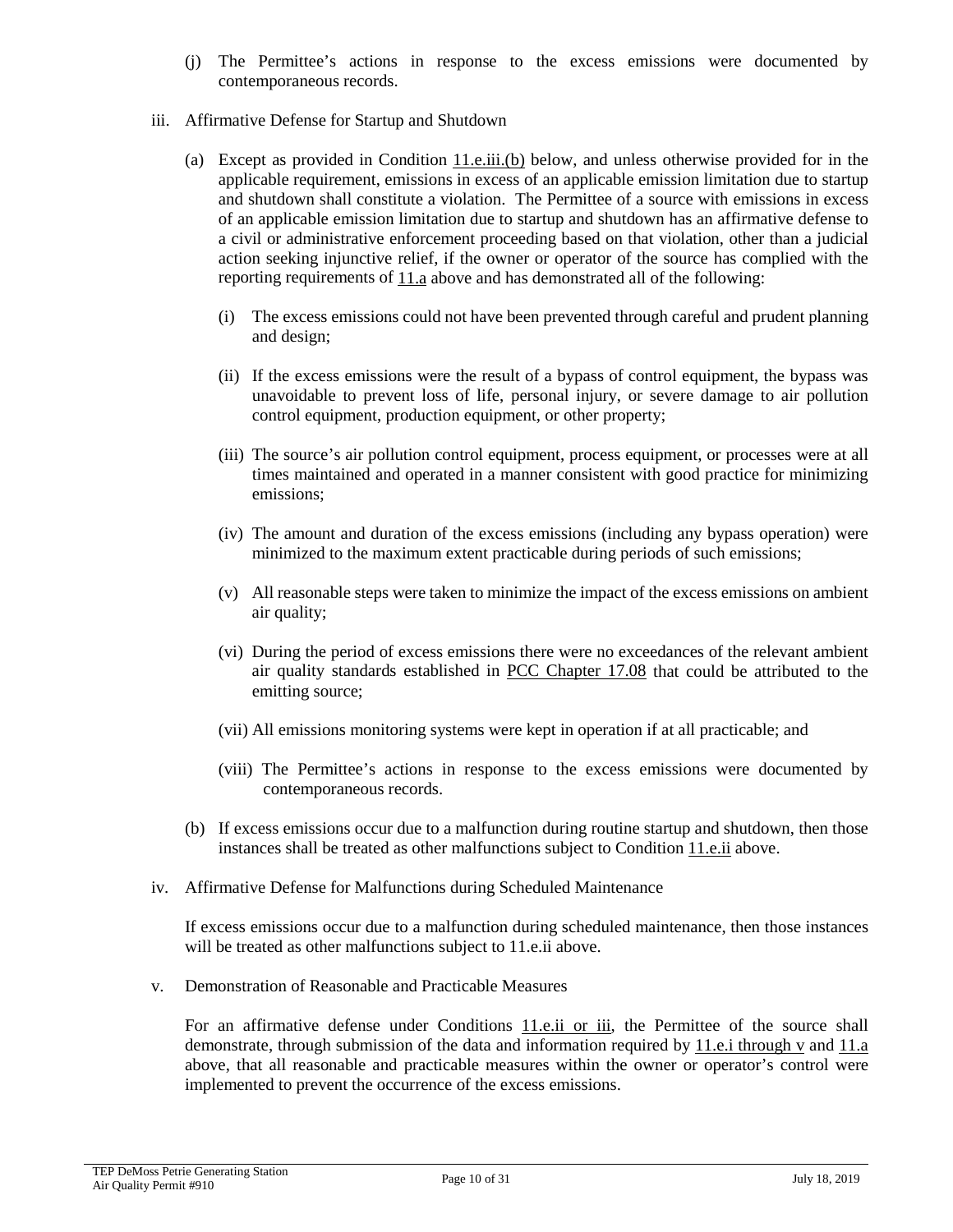(j) The Permittee's actions in response to the excess emissions were documented by contemporaneous records.

iii. Affirmative Defense for Startup and Shutdown

(a) Except as provided in Condition 11.e.iii.(b) below, and unless otherwise provided for in the applicable requirement, emissions in excess of an applicable emission limitation due to startup and shutdown shall constitute a violation. The Permittee of a source with emissions in excess of an applicable emission limitation due to startup and shutdown has an affirmative defense to a civil or administrative enforcement proceeding based on that violation, other than a judicial action seeking injunctive relief, if the owner or operator of the source has complied with the reporting requirements of 11.a above and has demonstrated all of the following:

(i) The excess emissions could not have been prevented through careful and prudent planning and design;

(ii) If the excess emissions were the result of a bypass of control equipment, the bypass was unavoidable to prevent loss of life, personal injury, or severe damage to air pollution control equipment, production equipment, or other property;

(iii) The source's air pollution control equipment, process equipment, or processes were at all times maintained and operated in a manner consistent with good practice for minimizing emissions;

(iv) The amount and duration of the excess emissions (including any bypass operation) were minimized to the maximum extent practicable during periods of such emissions;

(v) All reasonable steps were taken to minimize the impact of the excess emissions on ambient air quality;

(vi) During the period of excess emissions there were no exceedances of the relevant ambient air quality standards established in PCC Chapter 17.08 that could be attributed to the emitting source;

(vii) All emissions monitoring systems were kept in operation if at all practicable; and

(viii) The Permittee's actions in response to the excess emissions were documented by contemporaneous records.

(b) If excess emissions occur due to a malfunction during routine startup and shutdown, then those instances shall be treated as other malfunctions subject to Condition 11.e.ii above.

iv. Affirmative Defense for Malfunctions during Scheduled Maintenance

If excess emissions occur due to a malfunction during scheduled maintenance, then those instances will be treated as other malfunctions subject to 11.e.ii above.

v. Demonstration of Reasonable and Practicable Measures

For an affirmative defense under Conditions 11.e.ii or iii, the Permittee of the source shall demonstrate, through submission of the data and information required by 11.e.i through v and 11.a above, that all reasonable and practicable measures within the owner or operator's control were implemented to prevent the occurrence of the excess emissions.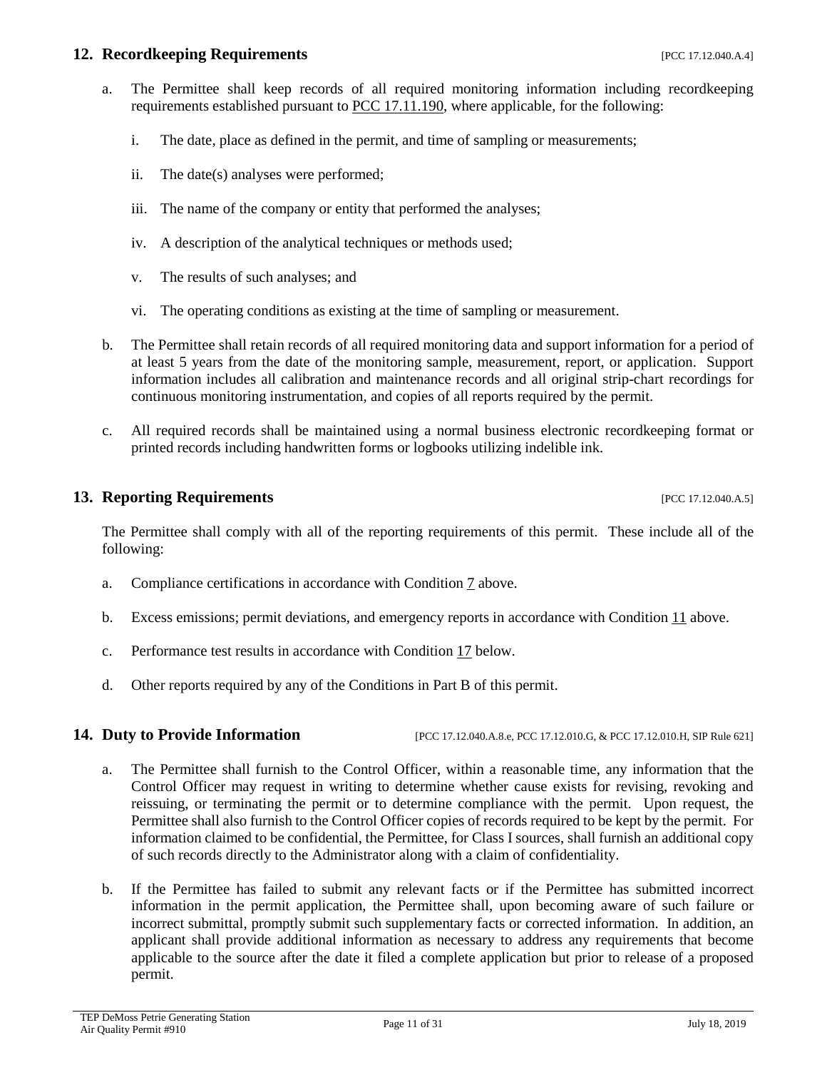## 12. Recordkeeping Requirements [PCC 17.12.040.A.4]

a. The Permittee shall keep records of all required monitoring information including recordkeeping requirements established pursuant to PCC 17.11.190, where applicable, for the following:

   i. The date, place as defined in the permit, and time of sampling or measurements;

   ii. The date(s) analyses were performed;

   iii. The name of the company or entity that performed the analyses;

   iv. A description of the analytical techniques or methods used;

   v. The results of such analyses; and

   vi. The operating conditions as existing at the time of sampling or measurement.

b. The Permittee shall retain records of all required monitoring data and support information for a period of at least 5 years from the date of the monitoring sample, measurement, report, or application. Support information includes all calibration and maintenance records and all original strip-chart recordings for continuous monitoring instrumentation, and copies of all reports required by the permit.

c. All required records shall be maintained using a normal business electronic recordkeeping format or printed records including handwritten forms or logbooks utilizing indelible ink.

## 13. Reporting Requirements [PCC 17.12.040.A.5]

The Permittee shall comply with all of the reporting requirements of this permit. These include all of the following:

a. Compliance certifications in accordance with Condition 7 above.

b. Excess emissions; permit deviations, and emergency reports in accordance with Condition 11 above.

c. Performance test results in accordance with Condition 17 below.

d. Other reports required by any of the Conditions in Part B of this permit.

## 14. Duty to Provide Information [PCC 17.12.040.A.8.e, PCC 17.12.010.G, & PCC 17.12.010.H, SIP Rule 621]

a. The Permittee shall furnish to the Control Officer, within a reasonable time, any information that the Control Officer may request in writing to determine whether cause exists for revising, revoking and reissuing, or terminating the permit or to determine compliance with the permit. Upon request, the Permittee shall also furnish to the Control Officer copies of records required to be kept by the permit. For information claimed to be confidential, the Permittee, for Class I sources, shall furnish an additional copy of such records directly to the Administrator along with a claim of confidentiality.

b. If the Permittee has failed to submit any relevant facts or if the Permittee has submitted incorrect information in the permit application, the Permittee shall, upon becoming aware of such failure or incorrect submittal, promptly submit such supplementary facts or corrected information. In addition, an applicant shall provide additional information as necessary to address any requirements that become applicable to the source after the date it filed a complete application but prior to release of a proposed permit.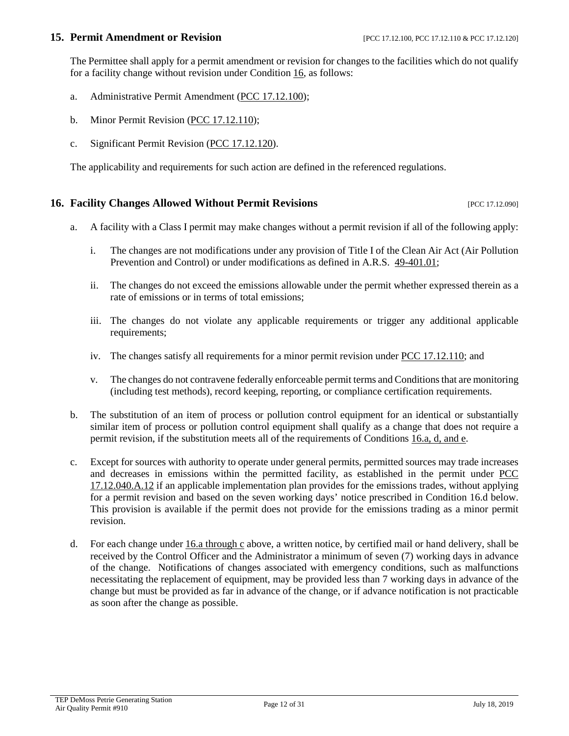## 15. Permit Amendment or Revision

[PCC 17.12.100, PCC 17.12.110 & PCC 17.12.120]

The Permittee shall apply for a permit amendment or revision for changes to the facilities which do not qualify for a facility change without revision under Condition 16, as follows:

a. Administrative Permit Amendment (PCC 17.12.100);

b. Minor Permit Revision (PCC 17.12.110);

c. Significant Permit Revision (PCC 17.12.120).

The applicability and requirements for such action are defined in the referenced regulations.

## 16. Facility Changes Allowed Without Permit Revisions

[PCC 17.12.090]

a. A facility with a Class I permit may make changes without a permit revision if all of the following apply:

   i. The changes are not modifications under any provision of Title I of the Clean Air Act (Air Pollution Prevention and Control) or under modifications as defined in A.R.S. 49-401.01;

   ii. The changes do not exceed the emissions allowable under the permit whether expressed therein as a rate of emissions or in terms of total emissions;

   iii. The changes do not violate any applicable requirements or trigger any additional applicable requirements;

   iv. The changes satisfy all requirements for a minor permit revision under PCC 17.12.110; and

   v. The changes do not contravene federally enforceable permit terms and Conditions that are monitoring (including test methods), record keeping, reporting, or compliance certification requirements.

b. The substitution of an item of process or pollution control equipment for an identical or substantially similar item of process or pollution control equipment shall qualify as a change that does not require a permit revision, if the substitution meets all of the requirements of Conditions 16.a, d, and e.

c. Except for sources with authority to operate under general permits, permitted sources may trade increases and decreases in emissions within the permitted facility, as established in the permit under PCC 17.12.040.A.12 if an applicable implementation plan provides for the emissions trades, without applying for a permit revision and based on the seven working days' notice prescribed in Condition 16.d below. This provision is available if the permit does not provide for the emissions trading as a minor permit revision.

d. For each change under 16.a through c above, a written notice, by certified mail or hand delivery, shall be received by the Control Officer and the Administrator a minimum of seven (7) working days in advance of the change. Notifications of changes associated with emergency conditions, such as malfunctions necessitating the replacement of equipment, may be provided less than 7 working days in advance of the change but must be provided as far in advance of the change, or if advance notification is not practicable as soon after the change as possible.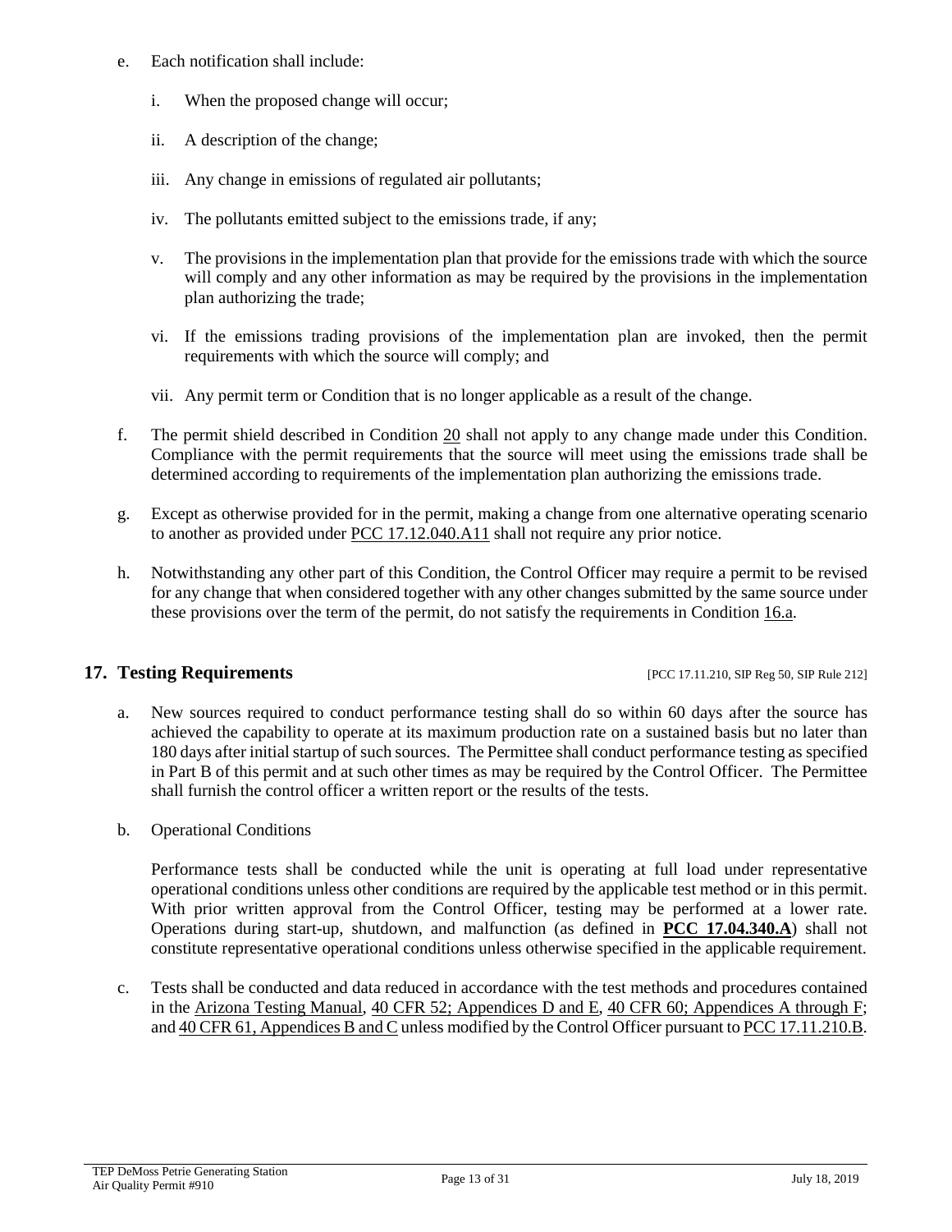e. Each notification shall include:

   i. When the proposed change will occur;

   ii. A description of the change;

   iii. Any change in emissions of regulated air pollutants;

   iv. The pollutants emitted subject to the emissions trade, if any;

   v. The provisions in the implementation plan that provide for the emissions trade with which the source will comply and any other information as may be required by the provisions in the implementation plan authorizing the trade;

   vi. If the emissions trading provisions of the implementation plan are invoked, then the permit requirements with which the source will comply; and

   vii. Any permit term or Condition that is no longer applicable as a result of the change.

f. The permit shield described in Condition 20 shall not apply to any change made under this Condition. Compliance with the permit requirements that the source will meet using the emissions trade shall be determined according to requirements of the implementation plan authorizing the emissions trade.

g. Except as otherwise provided for in the permit, making a change from one alternative operating scenario to another as provided under PCC 17.12.040.A11 shall not require any prior notice.

h. Notwithstanding any other part of this Condition, the Control Officer may require a permit to be revised for any change that when considered together with any other changes submitted by the same source under these provisions over the term of the permit, do not satisfy the requirements in Condition 16.a.

## 17. Testing Requirements

[PCC 17.11.210, SIP Reg 50, SIP Rule 212]

a. New sources required to conduct performance testing shall do so within 60 days after the source has achieved the capability to operate at its maximum production rate on a sustained basis but no later than 180 days after initial startup of such sources. The Permittee shall conduct performance testing as specified in Part B of this permit and at such other times as may be required by the Control Officer. The Permittee shall furnish the control officer a written report or the results of the tests.

b. Operational Conditions

   Performance tests shall be conducted while the unit is operating at full load under representative operational conditions unless other conditions are required by the applicable test method or in this permit. With prior written approval from the Control Officer, testing may be performed at a lower rate. Operations during start-up, shutdown, and malfunction (as defined in **PCC 17.04.340.A**) shall not constitute representative operational conditions unless otherwise specified in the applicable requirement.

c. Tests shall be conducted and data reduced in accordance with the test methods and procedures contained in the Arizona Testing Manual, 40 CFR 52; Appendices D and E, 40 CFR 60; Appendices A through F; and 40 CFR 61, Appendices B and C unless modified by the Control Officer pursuant to PCC 17.11.210.B.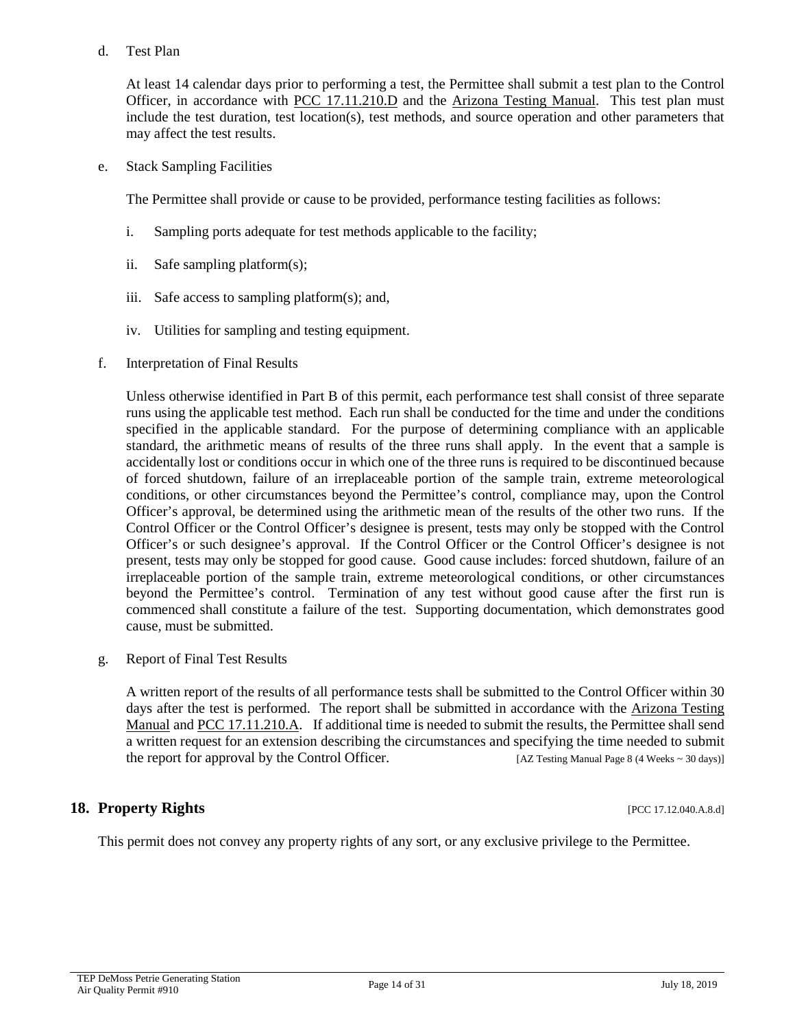d. Test Plan

At least 14 calendar days prior to performing a test, the Permittee shall submit a test plan to the Control Officer, in accordance with PCC 17.11.210.D and the Arizona Testing Manual. This test plan must include the test duration, test location(s), test methods, and source operation and other parameters that may affect the test results.

e. Stack Sampling Facilities

The Permittee shall provide or cause to be provided, performance testing facilities as follows:

i. Sampling ports adequate for test methods applicable to the facility;

ii. Safe sampling platform(s);

iii. Safe access to sampling platform(s); and,

iv. Utilities for sampling and testing equipment.

f. Interpretation of Final Results

Unless otherwise identified in Part B of this permit, each performance test shall consist of three separate runs using the applicable test method. Each run shall be conducted for the time and under the conditions specified in the applicable standard. For the purpose of determining compliance with an applicable standard, the arithmetic means of results of the three runs shall apply. In the event that a sample is accidentally lost or conditions occur in which one of the three runs is required to be discontinued because of forced shutdown, failure of an irreplaceable portion of the sample train, extreme meteorological conditions, or other circumstances beyond the Permittee's control, compliance may, upon the Control Officer's approval, be determined using the arithmetic mean of the results of the other two runs. If the Control Officer or the Control Officer's designee is present, tests may only be stopped with the Control Officer's or such designee's approval. If the Control Officer or the Control Officer's designee is not present, tests may only be stopped for good cause. Good cause includes: forced shutdown, failure of an irreplaceable portion of the sample train, extreme meteorological conditions, or other circumstances beyond the Permittee's control. Termination of any test without good cause after the first run is commenced shall constitute a failure of the test. Supporting documentation, which demonstrates good cause, must be submitted.

g. Report of Final Test Results

A written report of the results of all performance tests shall be submitted to the Control Officer within 30 days after the test is performed. The report shall be submitted in accordance with the Arizona Testing Manual and PCC 17.11.210.A. If additional time is needed to submit the results, the Permittee shall send a written request for an extension describing the circumstances and specifying the time needed to submit the report for approval by the Control Officer. [AZ Testing Manual Page 8 (4 Weeks ~ 30 days)]

## 18. Property Rights [PCC 17.12.040.A.8.d]

This permit does not convey any property rights of any sort, or any exclusive privilege to the Permittee.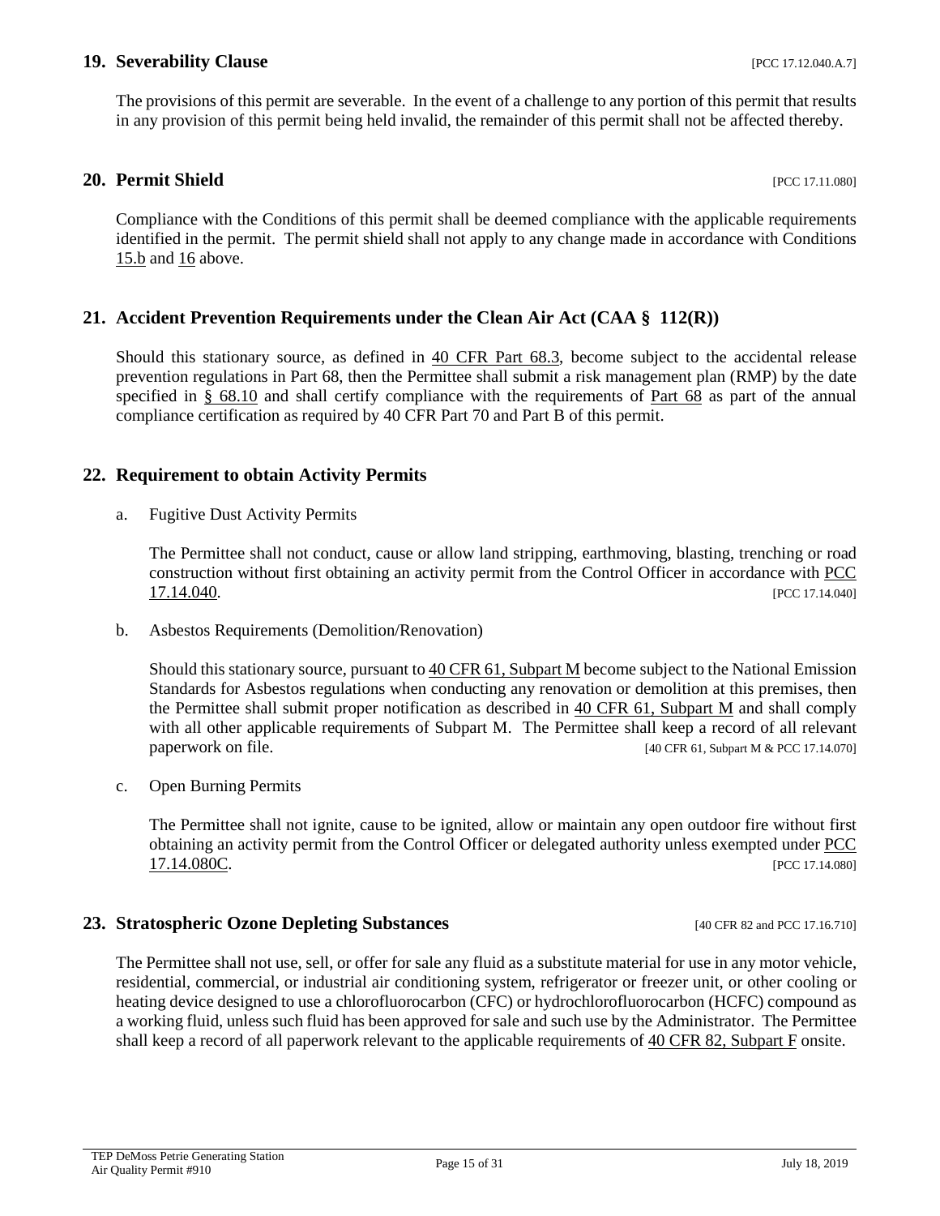## 19. Severability Clause [PCC 17.12.040.A.7]

The provisions of this permit are severable. In the event of a challenge to any portion of this permit that results in any provision of this permit being held invalid, the remainder of this permit shall not be affected thereby.

## 20. Permit Shield [PCC 17.11.080]

Compliance with the Conditions of this permit shall be deemed compliance with the applicable requirements identified in the permit. The permit shield shall not apply to any change made in accordance with Conditions 15.b and 16 above.

## 21. Accident Prevention Requirements under the Clean Air Act (CAA § 112(R))

Should this stationary source, as defined in 40 CFR Part 68.3, become subject to the accidental release prevention regulations in Part 68, then the Permittee shall submit a risk management plan (RMP) by the date specified in § 68.10 and shall certify compliance with the requirements of Part 68 as part of the annual compliance certification as required by 40 CFR Part 70 and Part B of this permit.

## 22. Requirement to obtain Activity Permits

a. Fugitive Dust Activity Permits

   The Permittee shall not conduct, cause or allow land stripping, earthmoving, blasting, trenching or road construction without first obtaining an activity permit from the Control Officer in accordance with PCC 17.14.040. [PCC 17.14.040]

b. Asbestos Requirements (Demolition/Renovation)

   Should this stationary source, pursuant to 40 CFR 61, Subpart M become subject to the National Emission Standards for Asbestos regulations when conducting any renovation or demolition at this premises, then the Permittee shall submit proper notification as described in 40 CFR 61, Subpart M and shall comply with all other applicable requirements of Subpart M. The Permittee shall keep a record of all relevant paperwork on file. [40 CFR 61, Subpart M & PCC 17.14.070]

c. Open Burning Permits

   The Permittee shall not ignite, cause to be ignited, allow or maintain any open outdoor fire without first obtaining an activity permit from the Control Officer or delegated authority unless exempted under PCC 17.14.080C. [PCC 17.14.080]

## 23. Stratospheric Ozone Depleting Substances [40 CFR 82 and PCC 17.16.710]

The Permittee shall not use, sell, or offer for sale any fluid as a substitute material for use in any motor vehicle, residential, commercial, or industrial air conditioning system, refrigerator or freezer unit, or other cooling or heating device designed to use a chlorofluorocarbon (CFC) or hydrochlorofluorocarbon (HCFC) compound as a working fluid, unless such fluid has been approved for sale and such use by the Administrator. The Permittee shall keep a record of all paperwork relevant to the applicable requirements of 40 CFR 82, Subpart F onsite.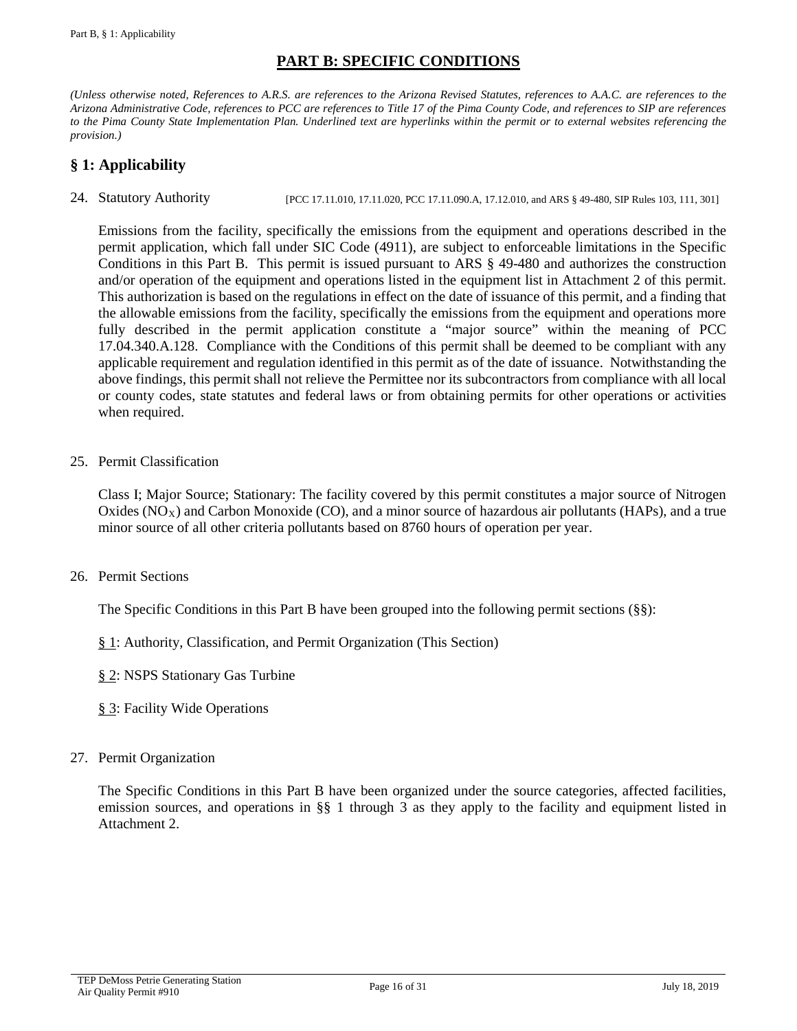# PART B: SPECIFIC CONDITIONS

*(Unless otherwise noted, References to A.R.S. are references to the Arizona Revised Statutes, references to A.A.C. are references to the Arizona Administrative Code, references to PCC are references to Title 17 of the Pima County Code, and references to SIP are references to the Pima County State Implementation Plan. Underlined text are hyperlinks within the permit or to external websites referencing the provision.)*

## § 1: Applicability

24. Statutory Authority [PCC 17.11.010, 17.11.020, PCC 17.11.090.A, 17.12.010, and ARS § 49-480, SIP Rules 103, 111, 301]

    Emissions from the facility, specifically the emissions from the equipment and operations described in the permit application, which fall under SIC Code (4911), are subject to enforceable limitations in the Specific Conditions in this Part B. This permit is issued pursuant to ARS § 49-480 and authorizes the construction and/or operation of the equipment and operations listed in the equipment list in Attachment 2 of this permit. This authorization is based on the regulations in effect on the date of issuance of this permit, and a finding that the allowable emissions from the facility, specifically the emissions from the equipment and operations more fully described in the permit application constitute a "major source" within the meaning of PCC 17.04.340.A.128. Compliance with the Conditions of this permit shall be deemed to be compliant with any applicable requirement and regulation identified in this permit as of the date of issuance. Notwithstanding the above findings, this permit shall not relieve the Permittee nor its subcontractors from compliance with all local or county codes, state statutes and federal laws or from obtaining permits for other operations or activities when required.

25. Permit Classification

    Class I; Major Source; Stationary: The facility covered by this permit constitutes a major source of Nitrogen Oxides ($NO_X$) and Carbon Monoxide (CO), and a minor source of hazardous air pollutants (HAPs), and a true minor source of all other criteria pollutants based on 8760 hours of operation per year.

26. Permit Sections

    The Specific Conditions in this Part B have been grouped into the following permit sections (§§):

    § 1: Authority, Classification, and Permit Organization (This Section)

    § 2: NSPS Stationary Gas Turbine

    § 3: Facility Wide Operations

27. Permit Organization

    The Specific Conditions in this Part B have been organized under the source categories, affected facilities, emission sources, and operations in §§ 1 through 3 as they apply to the facility and equipment listed in Attachment 2.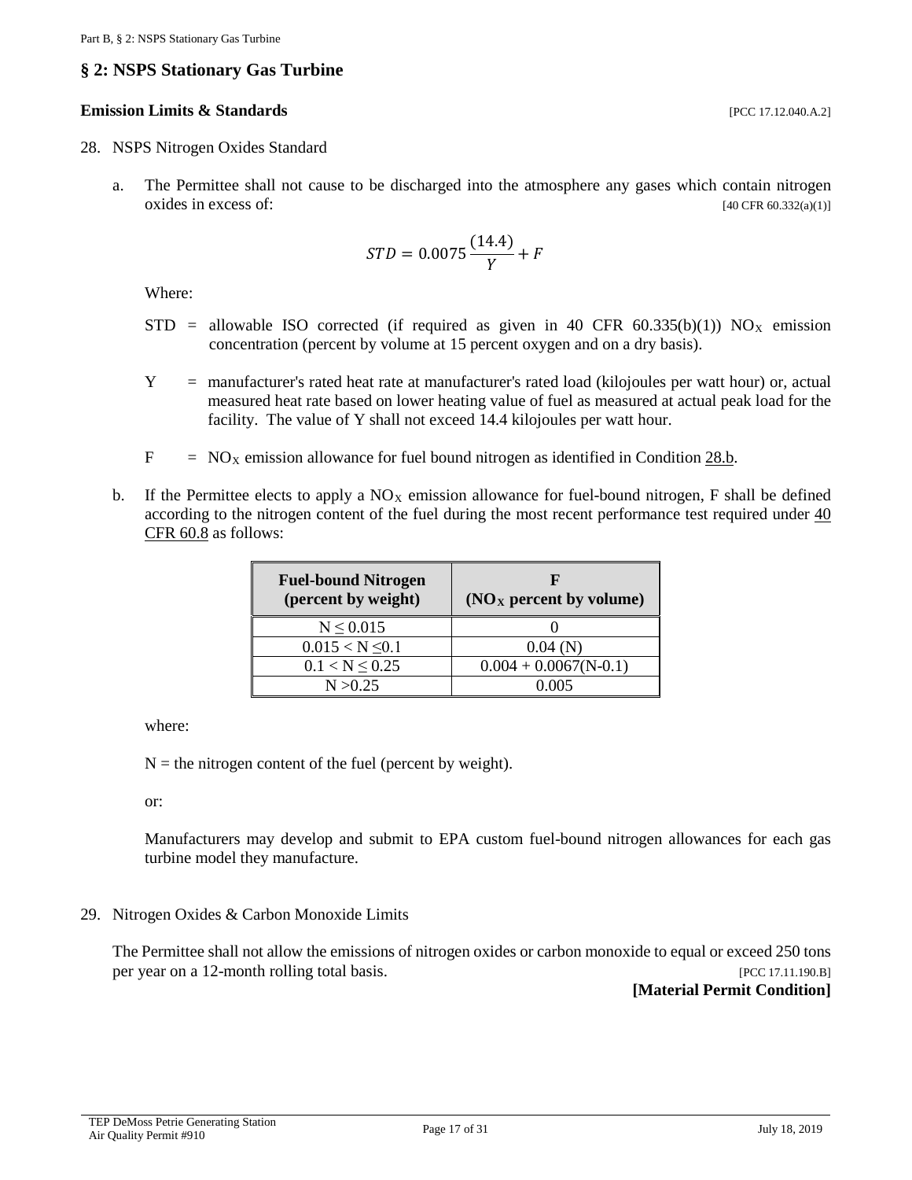## § 2: NSPS Stationary Gas Turbine

**Emission Limits & Standards** [PCC 17.12.040.A.2]

28. NSPS Nitrogen Oxides Standard

    a. The Permittee shall not cause to be discharged into the atmosphere any gases which contain nitrogen oxides in excess of: [40 CFR 60.332(a)(1)]

    $$STD = 0.0075 \frac{(14.4)}{Y} + F$$

    Where:

    STD = allowable ISO corrected (if required as given in 40 CFR 60.335(b)(1)) $NO_X$ emission concentration (percent by volume at 15 percent oxygen and on a dry basis).

    Y = manufacturer's rated heat rate at manufacturer's rated load (kilojoules per watt hour) or, actual measured heat rate based on lower heating value of fuel as measured at actual peak load for the facility. The value of Y shall not exceed 14.4 kilojoules per watt hour.

    F = $NO_X$ emission allowance for fuel bound nitrogen as identified in Condition 28.b.

    b. If the Permittee elects to apply a $NO_X$ emission allowance for fuel-bound nitrogen, F shall be defined according to the nitrogen content of the fuel during the most recent performance test required under 40 CFR 60.8 as follows:

| Fuel-bound Nitrogen (percent by weight) | F ($NO_X$ percent by volume) |
|---|---|
| $N \leq 0.015$ | 0 |
| $0.015 < N \leq 0.1$ | 0.04 (N) |
| $0.1 < N \leq 0.25$ | 0.004 + 0.0067(N-0.1) |
| $N > 0.25$ | 0.005 |

    where:

    N = the nitrogen content of the fuel (percent by weight).

    or:

    Manufacturers may develop and submit to EPA custom fuel-bound nitrogen allowances for each gas turbine model they manufacture.

29. Nitrogen Oxides & Carbon Monoxide Limits

    The Permittee shall not allow the emissions of nitrogen oxides or carbon monoxide to equal or exceed 250 tons per year on a 12-month rolling total basis. [PCC 17.11.190.B]

    **[Material Permit Condition]**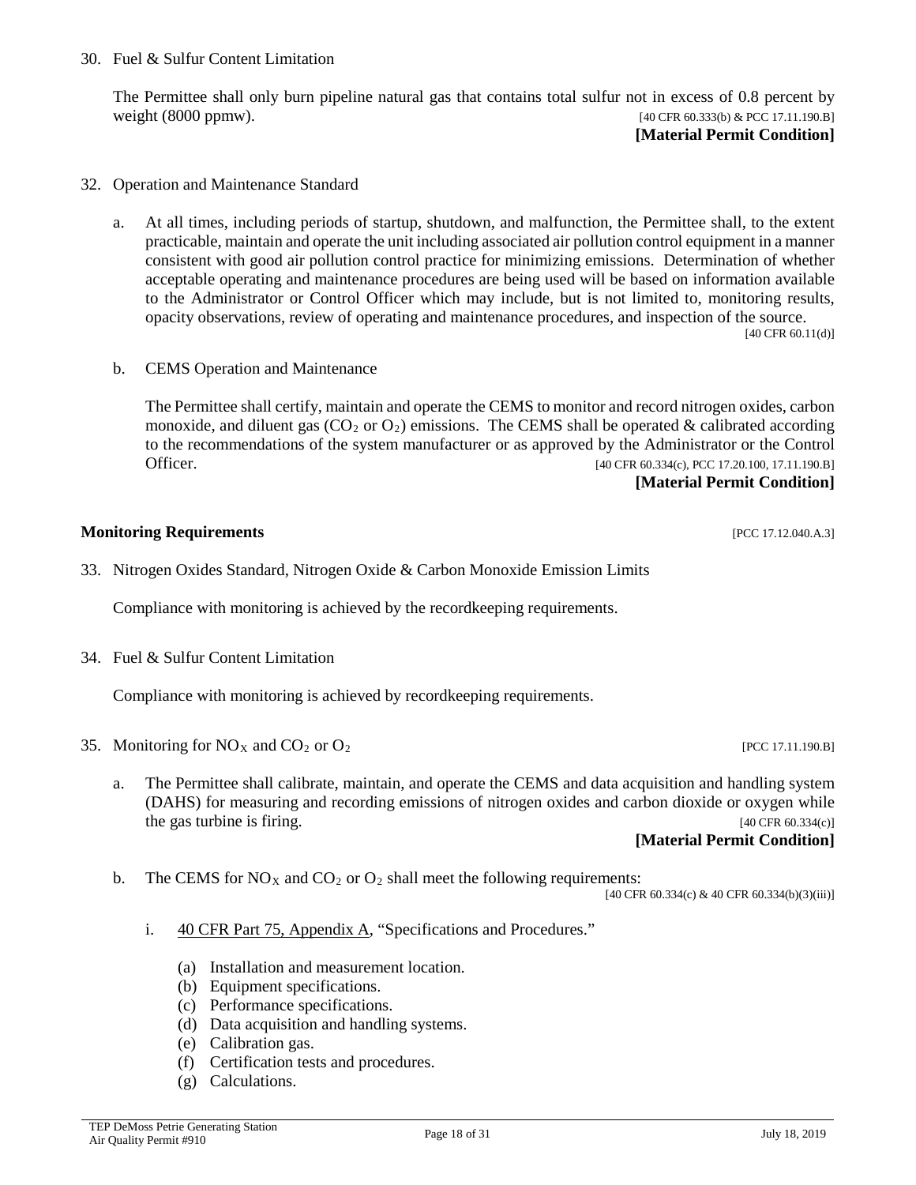30. Fuel & Sulfur Content Limitation

    The Permittee shall only burn pipeline natural gas that contains total sulfur not in excess of 0.8 percent by weight (8000 ppmw). [40 CFR 60.333(b) & PCC 17.11.190.B]
    **[Material Permit Condition]**

32. Operation and Maintenance Standard

    a. At all times, including periods of startup, shutdown, and malfunction, the Permittee shall, to the extent practicable, maintain and operate the unit including associated air pollution control equipment in a manner consistent with good air pollution control practice for minimizing emissions. Determination of whether acceptable operating and maintenance procedures are being used will be based on information available to the Administrator or Control Officer which may include, but is not limited to, monitoring results, opacity observations, review of operating and maintenance procedures, and inspection of the source. [40 CFR 60.11(d)]

    b. CEMS Operation and Maintenance

       The Permittee shall certify, maintain and operate the CEMS to monitor and record nitrogen oxides, carbon monoxide, and diluent gas ($CO_2$ or $O_2$) emissions. The CEMS shall be operated & calibrated according to the recommendations of the system manufacturer or as approved by the Administrator or the Control Officer. [40 CFR 60.334(c), PCC 17.20.100, 17.11.190.B]
       **[Material Permit Condition]**

**Monitoring Requirements** [PCC 17.12.040.A.3]

33. Nitrogen Oxides Standard, Nitrogen Oxide & Carbon Monoxide Emission Limits

    Compliance with monitoring is achieved by the recordkeeping requirements.

34. Fuel & Sulfur Content Limitation

    Compliance with monitoring is achieved by recordkeeping requirements.

35. Monitoring for $NO_X$ and $CO_2$ or $O_2$ [PCC 17.11.190.B]

    a. The Permittee shall calibrate, maintain, and operate the CEMS and data acquisition and handling system (DAHS) for measuring and recording emissions of nitrogen oxides and carbon dioxide or oxygen while the gas turbine is firing. [40 CFR 60.334(c)]
       **[Material Permit Condition]**

    b. The CEMS for $NO_X$ and $CO_2$ or $O_2$ shall meet the following requirements: [40 CFR 60.334(c) & 40 CFR 60.334(b)(3)(iii)]

       i. 40 CFR Part 75, Appendix A, "Specifications and Procedures."

          (a) Installation and measurement location.
          (b) Equipment specifications.
          (c) Performance specifications.
          (d) Data acquisition and handling systems.
          (e) Calibration gas.
          (f) Certification tests and procedures.
          (g) Calculations.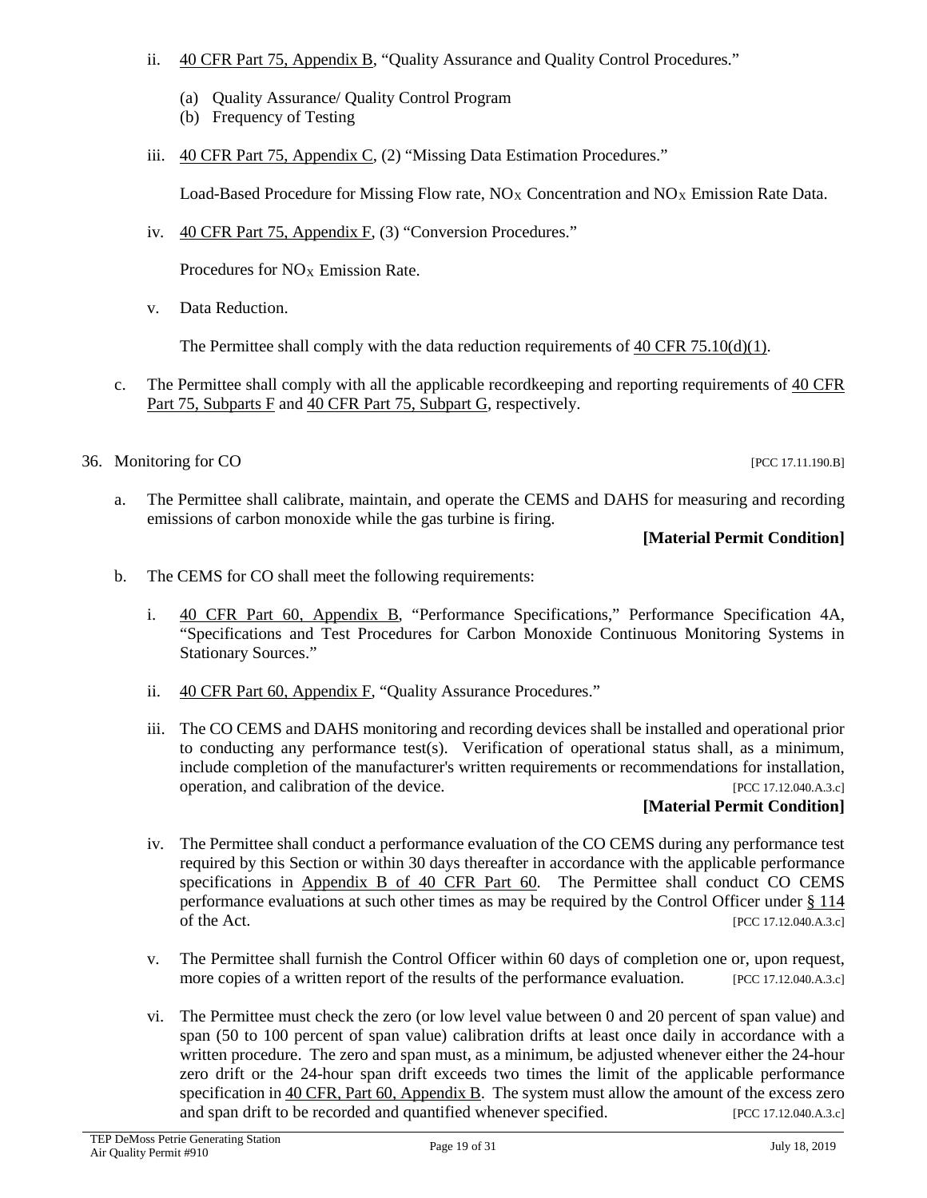ii. 40 CFR Part 75, Appendix B, "Quality Assurance and Quality Control Procedures."

   (a) Quality Assurance/ Quality Control Program
   (b) Frequency of Testing

iii. 40 CFR Part 75, Appendix C, (2) "Missing Data Estimation Procedures."

   Load-Based Procedure for Missing Flow rate, $NO_X$ Concentration and $NO_X$ Emission Rate Data.

iv. 40 CFR Part 75, Appendix F, (3) "Conversion Procedures."

   Procedures for $NO_X$ Emission Rate.

v. Data Reduction.

   The Permittee shall comply with the data reduction requirements of 40 CFR 75.10(d)(1).

c. The Permittee shall comply with all the applicable recordkeeping and reporting requirements of 40 CFR Part 75, Subparts F and 40 CFR Part 75, Subpart G, respectively.

36. Monitoring for CO [PCC 17.11.190.B]

a. The Permittee shall calibrate, maintain, and operate the CEMS and DAHS for measuring and recording emissions of carbon monoxide while the gas turbine is firing.

**[Material Permit Condition]**

b. The CEMS for CO shall meet the following requirements:

i. 40 CFR Part 60, Appendix B, "Performance Specifications," Performance Specification 4A, "Specifications and Test Procedures for Carbon Monoxide Continuous Monitoring Systems in Stationary Sources."

ii. 40 CFR Part 60, Appendix F, "Quality Assurance Procedures."

iii. The CO CEMS and DAHS monitoring and recording devices shall be installed and operational prior to conducting any performance test(s). Verification of operational status shall, as a minimum, include completion of the manufacturer's written requirements or recommendations for installation, operation, and calibration of the device. [PCC 17.12.040.A.3.c]

**[Material Permit Condition]**

iv. The Permittee shall conduct a performance evaluation of the CO CEMS during any performance test required by this Section or within 30 days thereafter in accordance with the applicable performance specifications in Appendix B of 40 CFR Part 60. The Permittee shall conduct CO CEMS performance evaluations at such other times as may be required by the Control Officer under § 114 of the Act. [PCC 17.12.040.A.3.c]

v. The Permittee shall furnish the Control Officer within 60 days of completion one or, upon request, more copies of a written report of the results of the performance evaluation. [PCC 17.12.040.A.3.c]

vi. The Permittee must check the zero (or low level value between 0 and 20 percent of span value) and span (50 to 100 percent of span value) calibration drifts at least once daily in accordance with a written procedure. The zero and span must, as a minimum, be adjusted whenever either the 24-hour zero drift or the 24-hour span drift exceeds two times the limit of the applicable performance specification in 40 CFR, Part 60, Appendix B. The system must allow the amount of the excess zero and span drift to be recorded and quantified whenever specified. [PCC 17.12.040.A.3.c]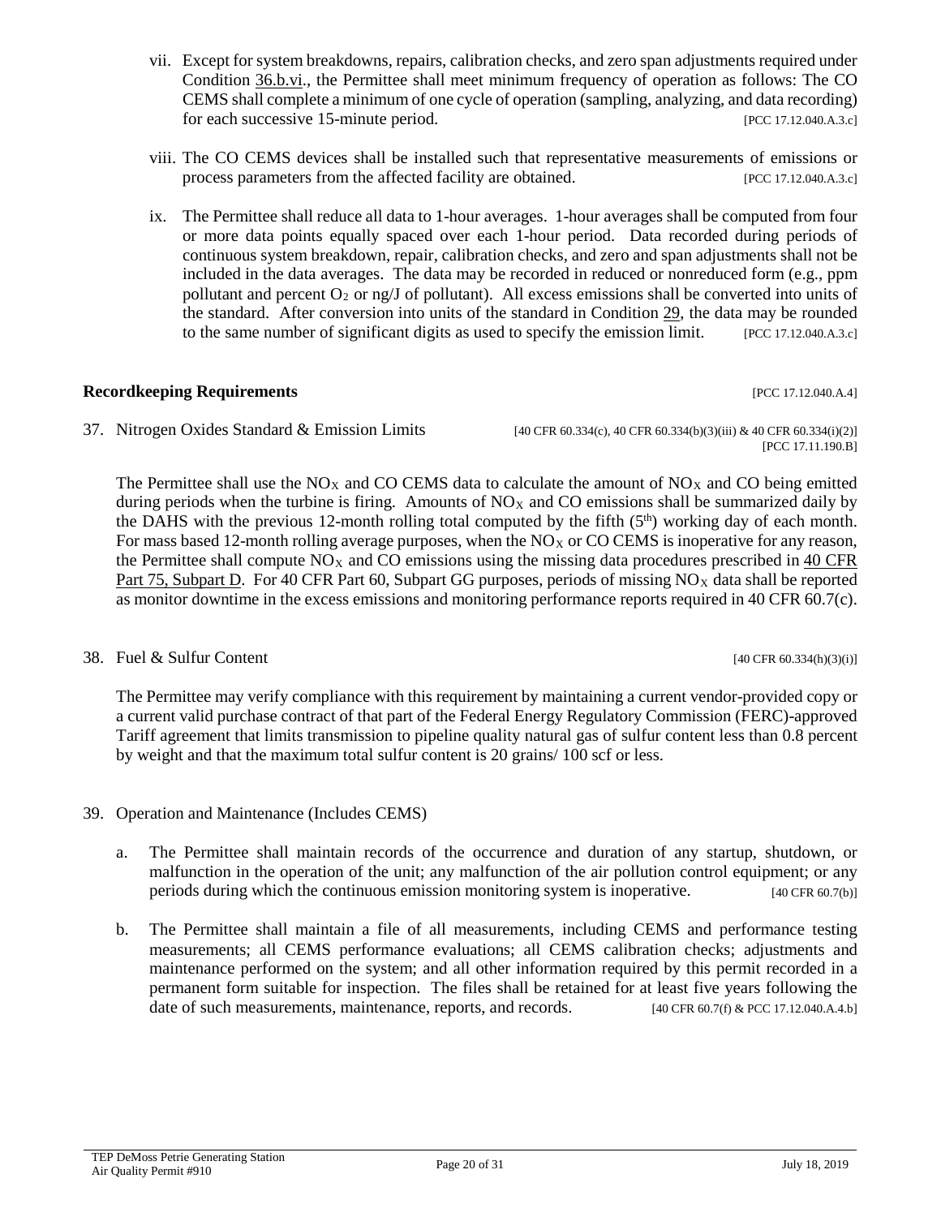vii. Except for system breakdowns, repairs, calibration checks, and zero span adjustments required under Condition 36.b.vi., the Permittee shall meet minimum frequency of operation as follows: The CO CEMS shall complete a minimum of one cycle of operation (sampling, analyzing, and data recording) for each successive 15-minute period. [PCC 17.12.040.A.3.c]

viii. The CO CEMS devices shall be installed such that representative measurements of emissions or process parameters from the affected facility are obtained. [PCC 17.12.040.A.3.c]

ix. The Permittee shall reduce all data to 1-hour averages. 1-hour averages shall be computed from four or more data points equally spaced over each 1-hour period. Data recorded during periods of continuous system breakdown, repair, calibration checks, and zero and span adjustments shall not be included in the data averages. The data may be recorded in reduced or nonreduced form (e.g., ppm pollutant and percent $O_2$ or ng/J of pollutant). All excess emissions shall be converted into units of the standard. After conversion into units of the standard in Condition 29, the data may be rounded to the same number of significant digits as used to specify the emission limit. [PCC 17.12.040.A.3.c]

**Recordkeeping Requirements** [PCC 17.12.040.A.4]

37. Nitrogen Oxides Standard & Emission Limits [40 CFR 60.334(c), 40 CFR 60.334(b)(3)(iii) & 40 CFR 60.334(i)(2)] [PCC 17.11.190.B]

The Permittee shall use the $NO_X$ and CO CEMS data to calculate the amount of $NO_X$ and CO being emitted during periods when the turbine is firing. Amounts of $NO_X$ and CO emissions shall be summarized daily by the DAHS with the previous 12-month rolling total computed by the fifth (5th) working day of each month. For mass based 12-month rolling average purposes, when the $NO_X$ or CO CEMS is inoperative for any reason, the Permittee shall compute $NO_X$ and CO emissions using the missing data procedures prescribed in 40 CFR Part 75, Subpart D. For 40 CFR Part 60, Subpart GG purposes, periods of missing $NO_X$ data shall be reported as monitor downtime in the excess emissions and monitoring performance reports required in 40 CFR 60.7(c).

38. Fuel & Sulfur Content [40 CFR 60.334(h)(3)(i)]

The Permittee may verify compliance with this requirement by maintaining a current vendor-provided copy or a current valid purchase contract of that part of the Federal Energy Regulatory Commission (FERC)-approved Tariff agreement that limits transmission to pipeline quality natural gas of sulfur content less than 0.8 percent by weight and that the maximum total sulfur content is 20 grains/ 100 scf or less.

39. Operation and Maintenance (Includes CEMS)

a. The Permittee shall maintain records of the occurrence and duration of any startup, shutdown, or malfunction in the operation of the unit; any malfunction of the air pollution control equipment; or any periods during which the continuous emission monitoring system is inoperative. [40 CFR 60.7(b)]

b. The Permittee shall maintain a file of all measurements, including CEMS and performance testing measurements; all CEMS performance evaluations; all CEMS calibration checks; adjustments and maintenance performed on the system; and all other information required by this permit recorded in a permanent form suitable for inspection. The files shall be retained for at least five years following the date of such measurements, maintenance, reports, and records. [40 CFR 60.7(f) & PCC 17.12.040.A.4.b]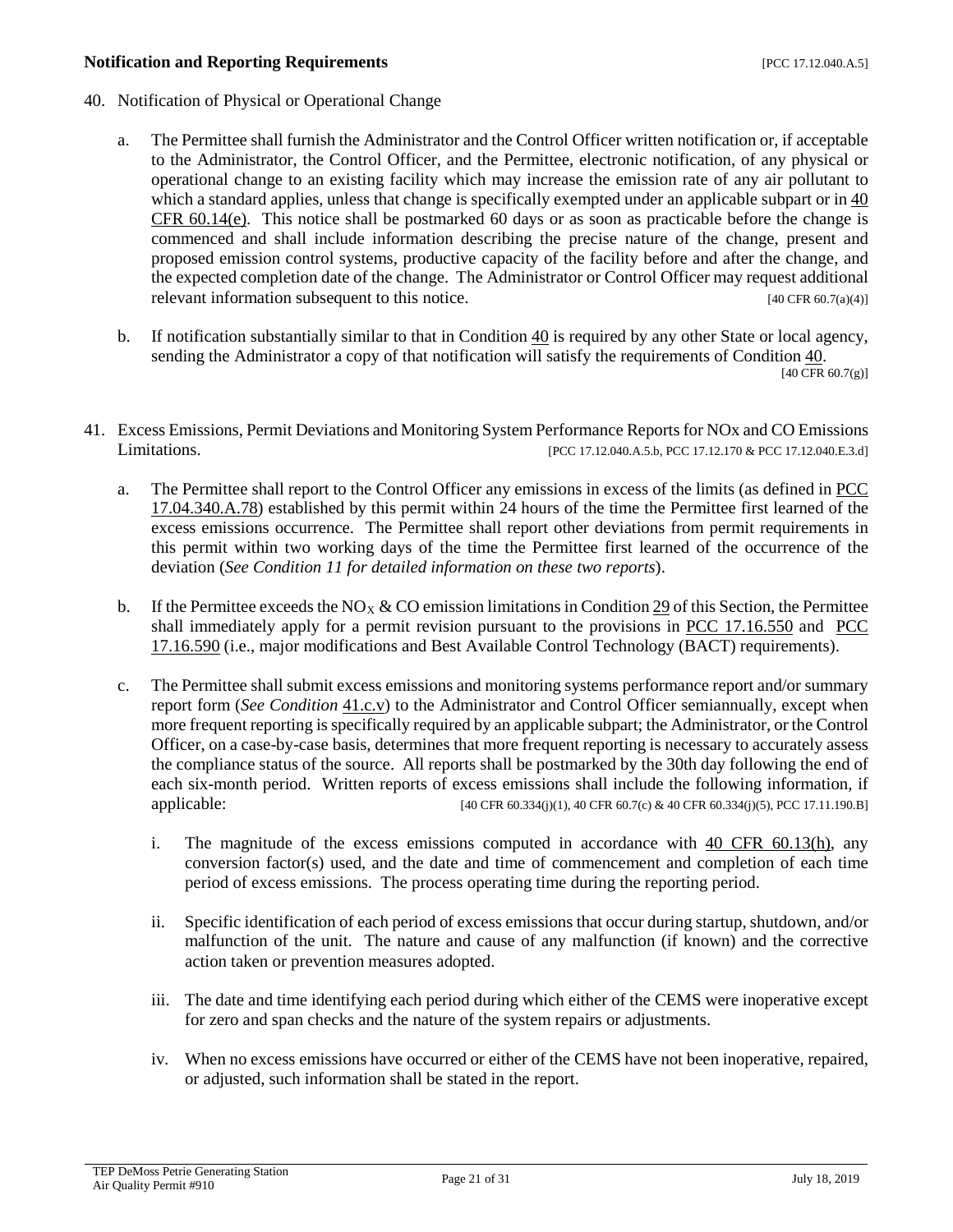**Notification and Reporting Requirements** [PCC 17.12.040.A.5]

40. Notification of Physical or Operational Change

    a. The Permittee shall furnish the Administrator and the Control Officer written notification or, if acceptable to the Administrator, the Control Officer, and the Permittee, electronic notification, of any physical or operational change to an existing facility which may increase the emission rate of any air pollutant to which a standard applies, unless that change is specifically exempted under an applicable subpart or in 40 CFR 60.14(e). This notice shall be postmarked 60 days or as soon as practicable before the change is commenced and shall include information describing the precise nature of the change, present and proposed emission control systems, productive capacity of the facility before and after the change, and the expected completion date of the change. The Administrator or Control Officer may request additional relevant information subsequent to this notice. [40 CFR 60.7(a)(4)]

    b. If notification substantially similar to that in Condition 40 is required by any other State or local agency, sending the Administrator a copy of that notification will satisfy the requirements of Condition 40. [40 CFR 60.7(g)]

41. Excess Emissions, Permit Deviations and Monitoring System Performance Reports for NOx and CO Emissions Limitations. [PCC 17.12.040.A.5.b, PCC 17.12.170 & PCC 17.12.040.E.3.d]

    a. The Permittee shall report to the Control Officer any emissions in excess of the limits (as defined in PCC 17.04.340.A.78) established by this permit within 24 hours of the time the Permittee first learned of the excess emissions occurrence. The Permittee shall report other deviations from permit requirements in this permit within two working days of the time the Permittee first learned of the occurrence of the deviation (*See Condition 11 for detailed information on these two reports*).

    b. If the Permittee exceeds the $NO_X$ & CO emission limitations in Condition 29 of this Section, the Permittee shall immediately apply for a permit revision pursuant to the provisions in PCC 17.16.550 and PCC 17.16.590 (i.e., major modifications and Best Available Control Technology (BACT) requirements).

    c. The Permittee shall submit excess emissions and monitoring systems performance report and/or summary report form (*See Condition* 41.c.v) to the Administrator and Control Officer semiannually, except when more frequent reporting is specifically required by an applicable subpart; the Administrator, or the Control Officer, on a case-by-case basis, determines that more frequent reporting is necessary to accurately assess the compliance status of the source. All reports shall be postmarked by the 30th day following the end of each six-month period. Written reports of excess emissions shall include the following information, if applicable: [40 CFR 60.334(j)(1), 40 CFR 60.7(c) & 40 CFR 60.334(j)(5), PCC 17.11.190.B]

        i. The magnitude of the excess emissions computed in accordance with 40 CFR 60.13(h), any conversion factor(s) used, and the date and time of commencement and completion of each time period of excess emissions. The process operating time during the reporting period.

        ii. Specific identification of each period of excess emissions that occur during startup, shutdown, and/or malfunction of the unit. The nature and cause of any malfunction (if known) and the corrective action taken or prevention measures adopted.

        iii. The date and time identifying each period during which either of the CEMS were inoperative except for zero and span checks and the nature of the system repairs or adjustments.

        iv. When no excess emissions have occurred or either of the CEMS have not been inoperative, repaired, or adjusted, such information shall be stated in the report.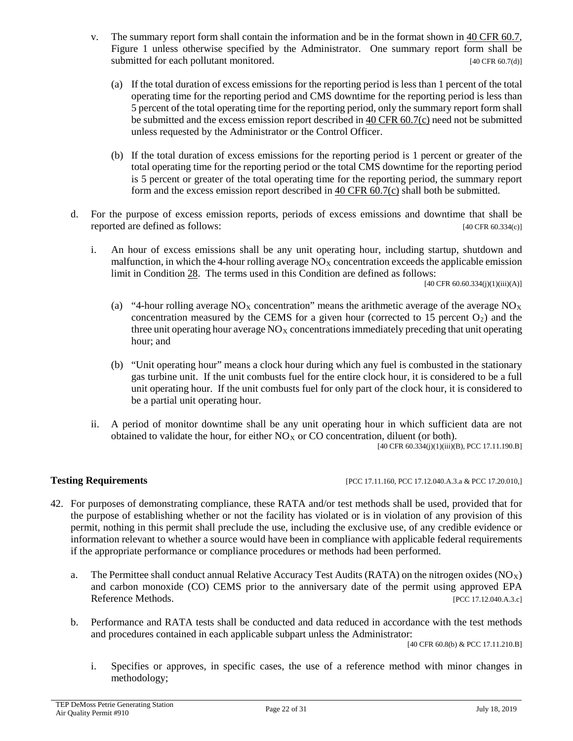v. The summary report form shall contain the information and be in the format shown in 40 CFR 60.7, Figure 1 unless otherwise specified by the Administrator. One summary report form shall be submitted for each pollutant monitored. [40 CFR 60.7(d)]

(a) If the total duration of excess emissions for the reporting period is less than 1 percent of the total operating time for the reporting period and CMS downtime for the reporting period is less than 5 percent of the total operating time for the reporting period, only the summary report form shall be submitted and the excess emission report described in 40 CFR 60.7(c) need not be submitted unless requested by the Administrator or the Control Officer.

(b) If the total duration of excess emissions for the reporting period is 1 percent or greater of the total operating time for the reporting period or the total CMS downtime for the reporting period is 5 percent or greater of the total operating time for the reporting period, the summary report form and the excess emission report described in 40 CFR 60.7(c) shall both be submitted.

d. For the purpose of excess emission reports, periods of excess emissions and downtime that shall be reported are defined as follows: [40 CFR 60.334(c)]

i. An hour of excess emissions shall be any unit operating hour, including startup, shutdown and malfunction, in which the 4-hour rolling average $NO_X$ concentration exceeds the applicable emission limit in Condition 28. The terms used in this Condition are defined as follows: [40 CFR 60.60.334(j)(1)(iii)(A)]

(a) "4-hour rolling average $NO_X$ concentration" means the arithmetic average of the average $NO_X$ concentration measured by the CEMS for a given hour (corrected to 15 percent $O_2$) and the three unit operating hour average $NO_X$ concentrations immediately preceding that unit operating hour; and

(b) "Unit operating hour" means a clock hour during which any fuel is combusted in the stationary gas turbine unit. If the unit combusts fuel for the entire clock hour, it is considered to be a full unit operating hour. If the unit combusts fuel for only part of the clock hour, it is considered to be a partial unit operating hour.

ii. A period of monitor downtime shall be any unit operating hour in which sufficient data are not obtained to validate the hour, for either $NO_X$ or CO concentration, diluent (or both). [40 CFR 60.334(j)(1)(iii)(B), PCC 17.11.190.B]

**Testing Requirements** [PCC 17.11.160, PCC 17.12.040.A.3.a & PCC 17.20.010,]

42. For purposes of demonstrating compliance, these RATA and/or test methods shall be used, provided that for the purpose of establishing whether or not the facility has violated or is in violation of any provision of this permit, nothing in this permit shall preclude the use, including the exclusive use, of any credible evidence or information relevant to whether a source would have been in compliance with applicable federal requirements if the appropriate performance or compliance procedures or methods had been performed.

a. The Permittee shall conduct annual Relative Accuracy Test Audits (RATA) on the nitrogen oxides ($NO_X$) and carbon monoxide (CO) CEMS prior to the anniversary date of the permit using approved EPA Reference Methods. [PCC 17.12.040.A.3.c]

b. Performance and RATA tests shall be conducted and data reduced in accordance with the test methods and procedures contained in each applicable subpart unless the Administrator: [40 CFR 60.8(b) & PCC 17.11.210.B]

i. Specifies or approves, in specific cases, the use of a reference method with minor changes in methodology;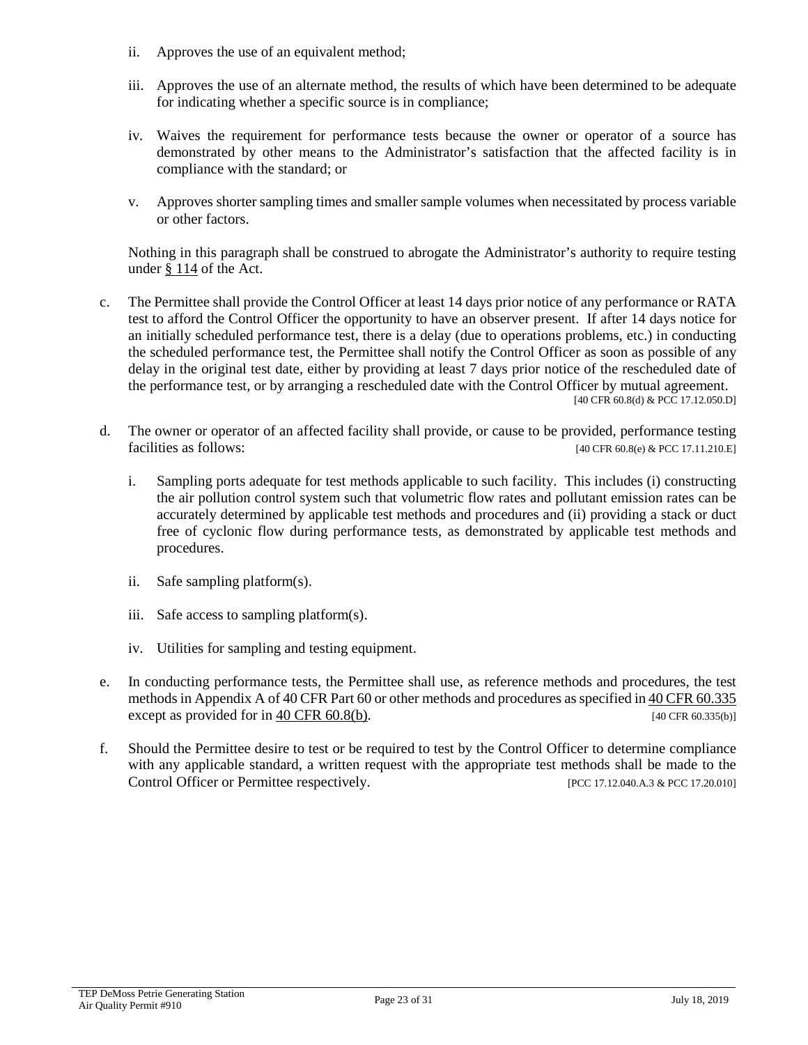ii. Approves the use of an equivalent method;

iii. Approves the use of an alternate method, the results of which have been determined to be adequate for indicating whether a specific source is in compliance;

iv. Waives the requirement for performance tests because the owner or operator of a source has demonstrated by other means to the Administrator's satisfaction that the affected facility is in compliance with the standard; or

v. Approves shorter sampling times and smaller sample volumes when necessitated by process variable or other factors.

Nothing in this paragraph shall be construed to abrogate the Administrator's authority to require testing under § 114 of the Act.

c. The Permittee shall provide the Control Officer at least 14 days prior notice of any performance or RATA test to afford the Control Officer the opportunity to have an observer present. If after 14 days notice for an initially scheduled performance test, there is a delay (due to operations problems, etc.) in conducting the scheduled performance test, the Permittee shall notify the Control Officer as soon as possible of any delay in the original test date, either by providing at least 7 days prior notice of the rescheduled date of the performance test, or by arranging a rescheduled date with the Control Officer by mutual agreement. [40 CFR 60.8(d) & PCC 17.12.050.D]

d. The owner or operator of an affected facility shall provide, or cause to be provided, performance testing facilities as follows: [40 CFR 60.8(e) & PCC 17.11.210.E]

i. Sampling ports adequate for test methods applicable to such facility. This includes (i) constructing the air pollution control system such that volumetric flow rates and pollutant emission rates can be accurately determined by applicable test methods and procedures and (ii) providing a stack or duct free of cyclonic flow during performance tests, as demonstrated by applicable test methods and procedures.

ii. Safe sampling platform(s).

iii. Safe access to sampling platform(s).

iv. Utilities for sampling and testing equipment.

e. In conducting performance tests, the Permittee shall use, as reference methods and procedures, the test methods in Appendix A of 40 CFR Part 60 or other methods and procedures as specified in 40 CFR 60.335 except as provided for in 40 CFR 60.8(b). [40 CFR 60.335(b)]

f. Should the Permittee desire to test or be required to test by the Control Officer to determine compliance with any applicable standard, a written request with the appropriate test methods shall be made to the Control Officer or Permittee respectively. [PCC 17.12.040.A.3 & PCC 17.20.010]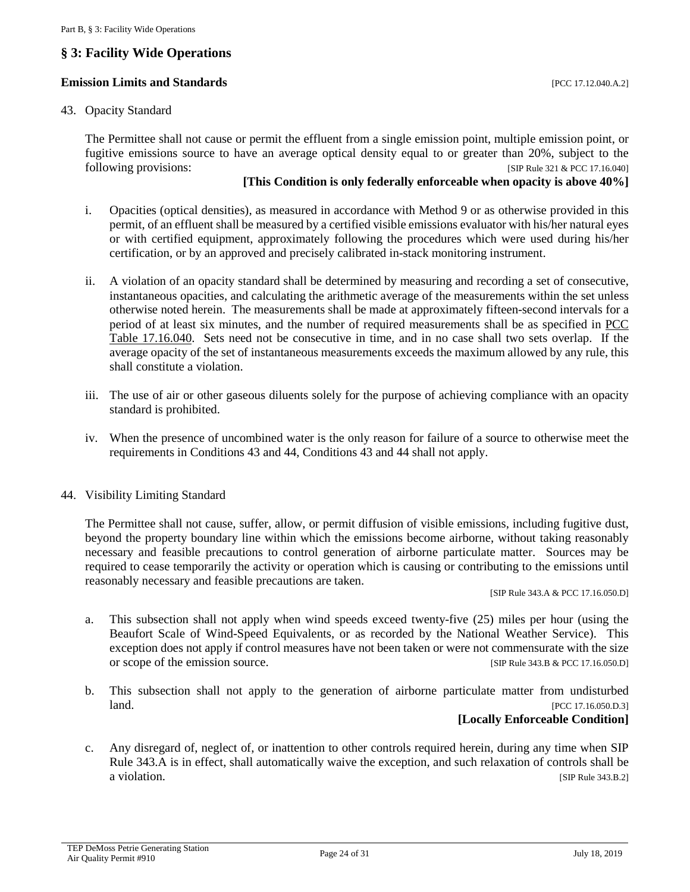## § 3: Facility Wide Operations

### Emission Limits and Standards [PCC 17.12.040.A.2]

43. Opacity Standard

    The Permittee shall not cause or permit the effluent from a single emission point, multiple emission point, or fugitive emissions source to have an average optical density equal to or greater than 20%, subject to the following provisions: [SIP Rule 321 & PCC 17.16.040]

    **[This Condition is only federally enforceable when opacity is above 40%]**

    i. Opacities (optical densities), as measured in accordance with Method 9 or as otherwise provided in this permit, of an effluent shall be measured by a certified visible emissions evaluator with his/her natural eyes or with certified equipment, approximately following the procedures which were used during his/her certification, or by an approved and precisely calibrated in-stack monitoring instrument.

    ii. A violation of an opacity standard shall be determined by measuring and recording a set of consecutive, instantaneous opacities, and calculating the arithmetic average of the measurements within the set unless otherwise noted herein. The measurements shall be made at approximately fifteen-second intervals for a period of at least six minutes, and the number of required measurements shall be as specified in PCC Table 17.16.040. Sets need not be consecutive in time, and in no case shall two sets overlap. If the average opacity of the set of instantaneous measurements exceeds the maximum allowed by any rule, this shall constitute a violation.

    iii. The use of air or other gaseous diluents solely for the purpose of achieving compliance with an opacity standard is prohibited.

    iv. When the presence of uncombined water is the only reason for failure of a source to otherwise meet the requirements in Conditions 43 and 44, Conditions 43 and 44 shall not apply.

44. Visibility Limiting Standard

    The Permittee shall not cause, suffer, allow, or permit diffusion of visible emissions, including fugitive dust, beyond the property boundary line within which the emissions become airborne, without taking reasonably necessary and feasible precautions to control generation of airborne particulate matter. Sources may be required to cease temporarily the activity or operation which is causing or contributing to the emissions until reasonably necessary and feasible precautions are taken.

    [SIP Rule 343.A & PCC 17.16.050.D]

    a. This subsection shall not apply when wind speeds exceed twenty-five (25) miles per hour (using the Beaufort Scale of Wind-Speed Equivalents, or as recorded by the National Weather Service). This exception does not apply if control measures have not been taken or were not commensurate with the size or scope of the emission source. [SIP Rule 343.B & PCC 17.16.050.D]

    b. This subsection shall not apply to the generation of airborne particulate matter from undisturbed land. [PCC 17.16.050.D.3]

       **[Locally Enforceable Condition]**

    c. Any disregard of, neglect of, or inattention to other controls required herein, during any time when SIP Rule 343.A is in effect, shall automatically waive the exception, and such relaxation of controls shall be a violation. [SIP Rule 343.B.2]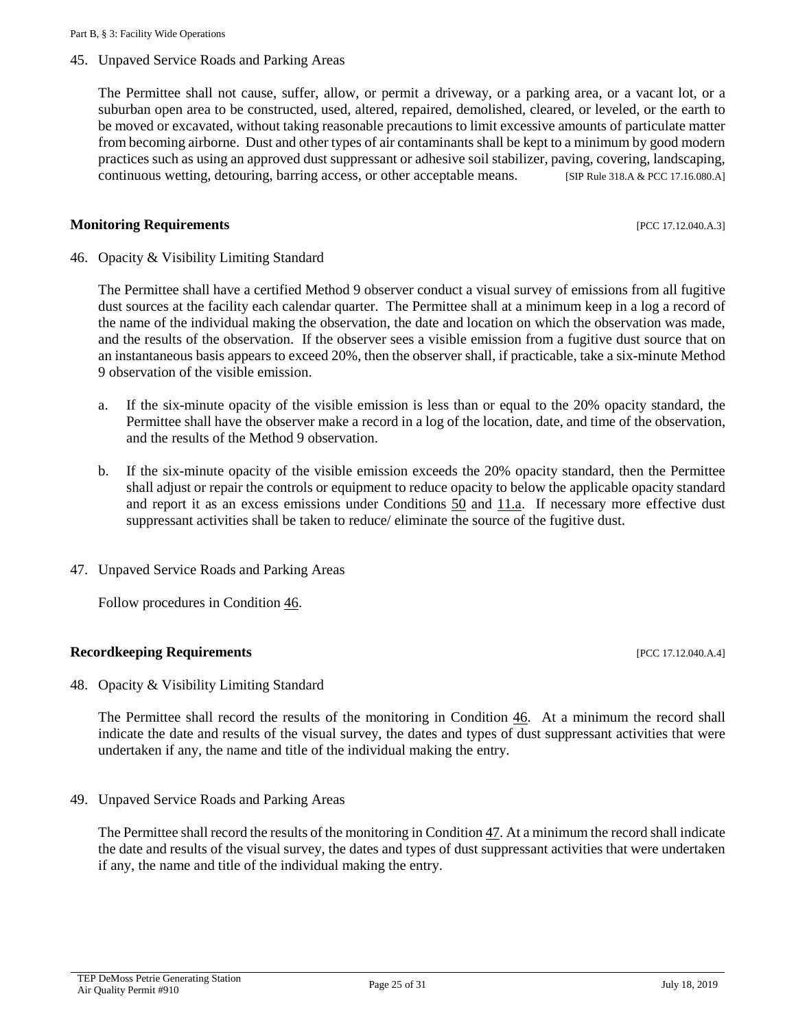45. Unpaved Service Roads and Parking Areas

    The Permittee shall not cause, suffer, allow, or permit a driveway, or a parking area, or a vacant lot, or a suburban open area to be constructed, used, altered, repaired, demolished, cleared, or leveled, or the earth to be moved or excavated, without taking reasonable precautions to limit excessive amounts of particulate matter from becoming airborne. Dust and other types of air contaminants shall be kept to a minimum by good modern practices such as using an approved dust suppressant or adhesive soil stabilizer, paving, covering, landscaping, continuous wetting, detouring, barring access, or other acceptable means. [SIP Rule 318.A & PCC 17.16.080.A]

**Monitoring Requirements** [PCC 17.12.040.A.3]

46. Opacity & Visibility Limiting Standard

    The Permittee shall have a certified Method 9 observer conduct a visual survey of emissions from all fugitive dust sources at the facility each calendar quarter. The Permittee shall at a minimum keep in a log a record of the name of the individual making the observation, the date and location on which the observation was made, and the results of the observation. If the observer sees a visible emission from a fugitive dust source that on an instantaneous basis appears to exceed 20%, then the observer shall, if practicable, take a six-minute Method 9 observation of the visible emission.

    a. If the six-minute opacity of the visible emission is less than or equal to the 20% opacity standard, the Permittee shall have the observer make a record in a log of the location, date, and time of the observation, and the results of the Method 9 observation.

    b. If the six-minute opacity of the visible emission exceeds the 20% opacity standard, then the Permittee shall adjust or repair the controls or equipment to reduce opacity to below the applicable opacity standard and report it as an excess emissions under Conditions 50 and 11.a. If necessary more effective dust suppressant activities shall be taken to reduce/ eliminate the source of the fugitive dust.

47. Unpaved Service Roads and Parking Areas

    Follow procedures in Condition 46.

**Recordkeeping Requirements** [PCC 17.12.040.A.4]

48. Opacity & Visibility Limiting Standard

    The Permittee shall record the results of the monitoring in Condition 46. At a minimum the record shall indicate the date and results of the visual survey, the dates and types of dust suppressant activities that were undertaken if any, the name and title of the individual making the entry.

49. Unpaved Service Roads and Parking Areas

    The Permittee shall record the results of the monitoring in Condition 47. At a minimum the record shall indicate the date and results of the visual survey, the dates and types of dust suppressant activities that were undertaken if any, the name and title of the individual making the entry.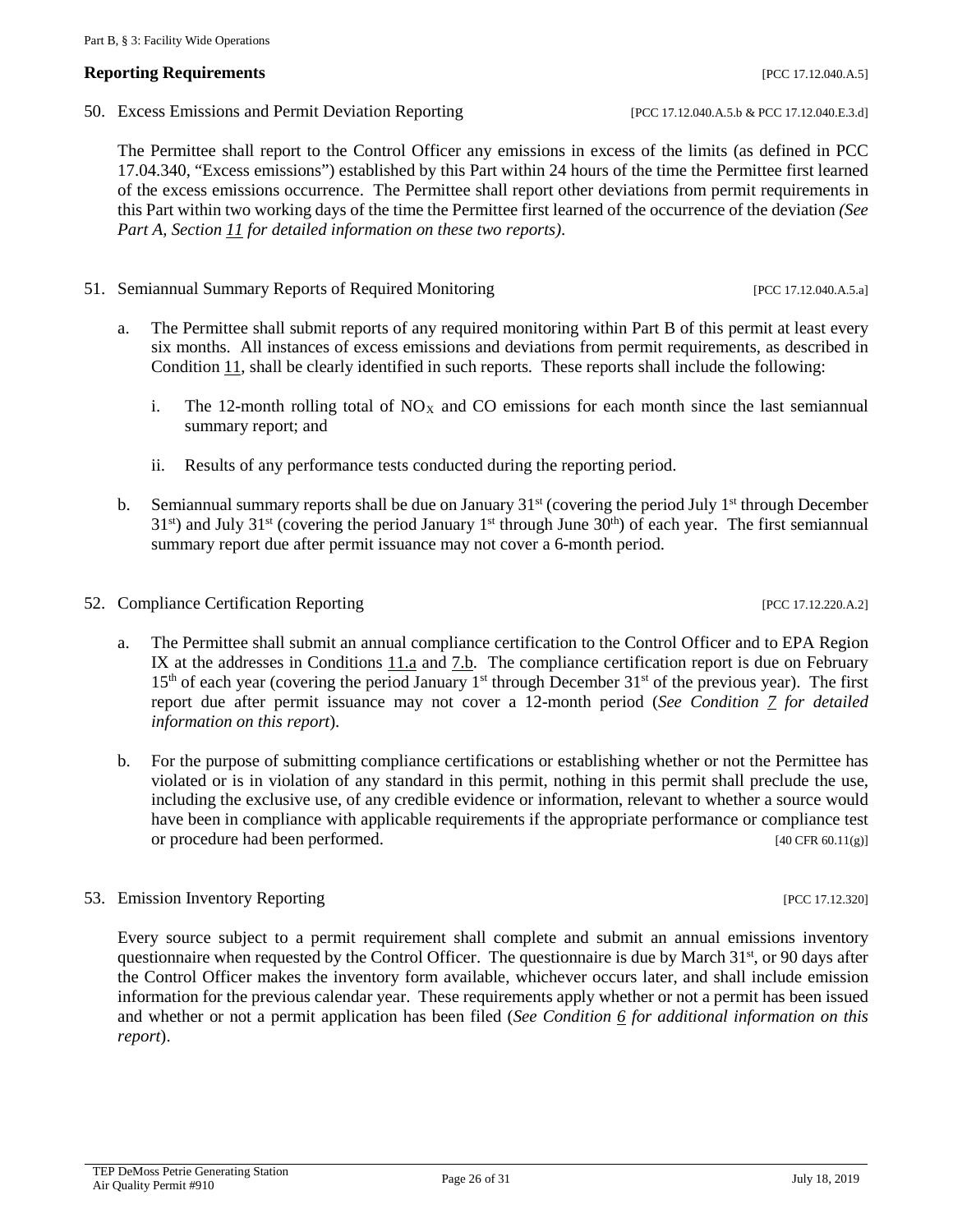## Reporting Requirements [PCC 17.12.040.A.5]

50. Excess Emissions and Permit Deviation Reporting [PCC 17.12.040.A.5.b & PCC 17.12.040.E.3.d]

    The Permittee shall report to the Control Officer any emissions in excess of the limits (as defined in PCC 17.04.340, "Excess emissions") established by this Part within 24 hours of the time the Permittee first learned of the excess emissions occurrence. The Permittee shall report other deviations from permit requirements in this Part within two working days of the time the Permittee first learned of the occurrence of the deviation *(See Part A, Section 11 for detailed information on these two reports)*.

51. Semiannual Summary Reports of Required Monitoring [PCC 17.12.040.A.5.a]

    a. The Permittee shall submit reports of any required monitoring within Part B of this permit at least every six months. All instances of excess emissions and deviations from permit requirements, as described in Condition 11, shall be clearly identified in such reports. These reports shall include the following:

        i. The 12-month rolling total of $NO_X$ and CO emissions for each month since the last semiannual summary report; and

        ii. Results of any performance tests conducted during the reporting period.

    b. Semiannual summary reports shall be due on January 31st (covering the period July 1st through December 31st) and July 31st (covering the period January 1st through June 30th) of each year. The first semiannual summary report due after permit issuance may not cover a 6-month period.

52. Compliance Certification Reporting [PCC 17.12.220.A.2]

    a. The Permittee shall submit an annual compliance certification to the Control Officer and to EPA Region IX at the addresses in Conditions 11.a and 7.b. The compliance certification report is due on February 15th of each year (covering the period January 1st through December 31st of the previous year). The first report due after permit issuance may not cover a 12-month period (*See Condition 7 for detailed information on this report*).

    b. For the purpose of submitting compliance certifications or establishing whether or not the Permittee has violated or is in violation of any standard in this permit, nothing in this permit shall preclude the use, including the exclusive use, of any credible evidence or information, relevant to whether a source would have been in compliance with applicable requirements if the appropriate performance or compliance test or procedure had been performed. [40 CFR 60.11(g)]

53. Emission Inventory Reporting [PCC 17.12.320]

    Every source subject to a permit requirement shall complete and submit an annual emissions inventory questionnaire when requested by the Control Officer. The questionnaire is due by March 31st, or 90 days after the Control Officer makes the inventory form available, whichever occurs later, and shall include emission information for the previous calendar year. These requirements apply whether or not a permit has been issued and whether or not a permit application has been filed (*See Condition 6 for additional information on this report*).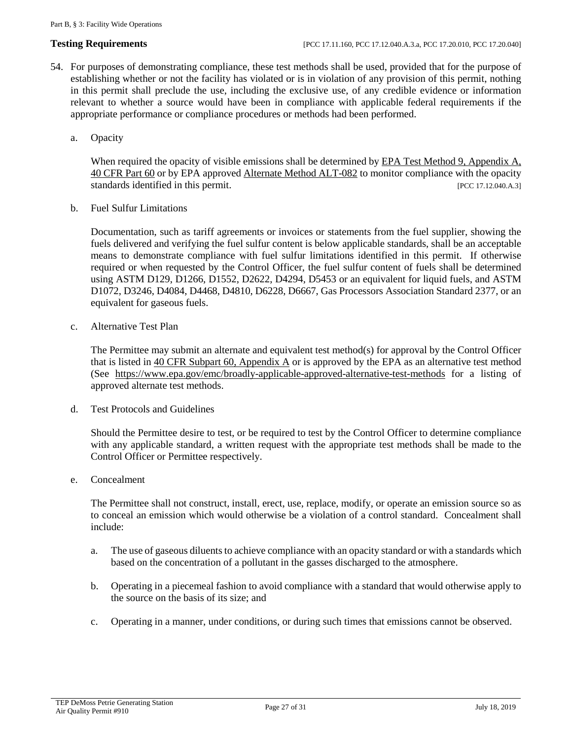**Testing Requirements** [PCC 17.11.160, PCC 17.12.040.A.3.a, PCC 17.20.010, PCC 17.20.040]

54. For purposes of demonstrating compliance, these test methods shall be used, provided that for the purpose of establishing whether or not the facility has violated or is in violation of any provision of this permit, nothing in this permit shall preclude the use, including the exclusive use, of any credible evidence or information relevant to whether a source would have been in compliance with applicable federal requirements if the appropriate performance or compliance procedures or methods had been performed.

    a. Opacity

    When required the opacity of visible emissions shall be determined by EPA Test Method 9, Appendix A, 40 CFR Part 60 or by EPA approved Alternate Method ALT-082 to monitor compliance with the opacity standards identified in this permit. [PCC 17.12.040.A.3]

    b. Fuel Sulfur Limitations

    Documentation, such as tariff agreements or invoices or statements from the fuel supplier, showing the fuels delivered and verifying the fuel sulfur content is below applicable standards, shall be an acceptable means to demonstrate compliance with fuel sulfur limitations identified in this permit. If otherwise required or when requested by the Control Officer, the fuel sulfur content of fuels shall be determined using ASTM D129, D1266, D1552, D2622, D4294, D5453 or an equivalent for liquid fuels, and ASTM D1072, D3246, D4084, D4468, D4810, D6228, D6667, Gas Processors Association Standard 2377, or an equivalent for gaseous fuels.

    c. Alternative Test Plan

    The Permittee may submit an alternate and equivalent test method(s) for approval by the Control Officer that is listed in 40 CFR Subpart 60, Appendix A or is approved by the EPA as an alternative test method (See https://www.epa.gov/emc/broadly-applicable-approved-alternative-test-methods for a listing of approved alternate test methods.

    d. Test Protocols and Guidelines

    Should the Permittee desire to test, or be required to test by the Control Officer to determine compliance with any applicable standard, a written request with the appropriate test methods shall be made to the Control Officer or Permittee respectively.

    e. Concealment

    The Permittee shall not construct, install, erect, use, replace, modify, or operate an emission source so as to conceal an emission which would otherwise be a violation of a control standard. Concealment shall include:

    a. The use of gaseous diluents to achieve compliance with an opacity standard or with a standards which based on the concentration of a pollutant in the gasses discharged to the atmosphere.

    b. Operating in a piecemeal fashion to avoid compliance with a standard that would otherwise apply to the source on the basis of its size; and

    c. Operating in a manner, under conditions, or during such times that emissions cannot be observed.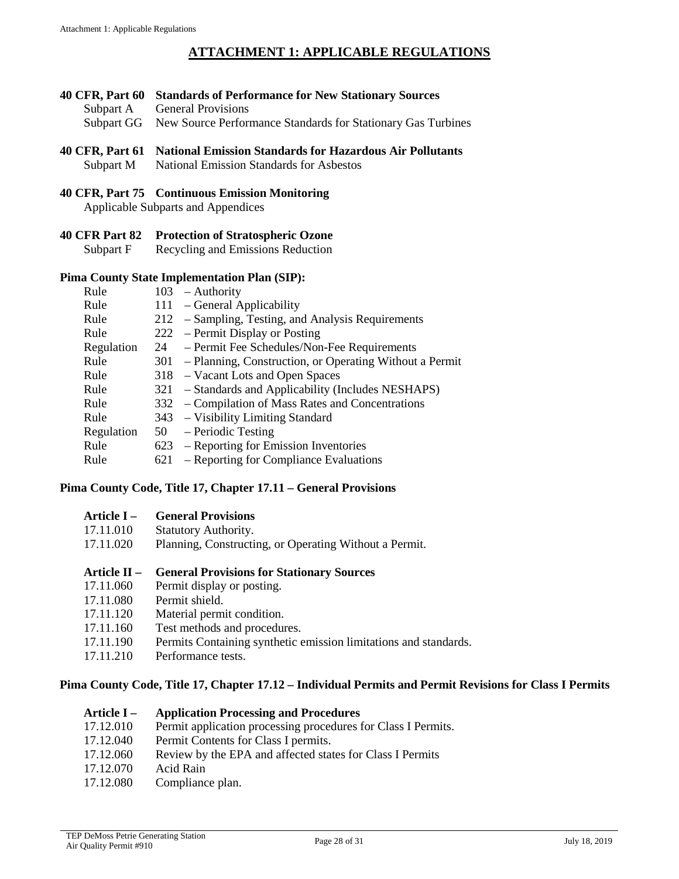# ATTACHMENT 1: APPLICABLE REGULATIONS

**40 CFR, Part 60 Standards of Performance for New Stationary Sources**

Subpart A General Provisions

Subpart GG New Source Performance Standards for Stationary Gas Turbines

**40 CFR, Part 61 National Emission Standards for Hazardous Air Pollutants**

Subpart M National Emission Standards for Asbestos

**40 CFR, Part 75 Continuous Emission Monitoring**

Applicable Subparts and Appendices

**40 CFR Part 82 Protection of Stratospheric Ozone**

Subpart F Recycling and Emissions Reduction

**Pima County State Implementation Plan (SIP):**

| | | |
|---|---|---|
| Rule | 103 | – Authority |
| Rule | 111 | – General Applicability |
| Rule | 212 | – Sampling, Testing, and Analysis Requirements |
| Rule | 222 | – Permit Display or Posting |
| Regulation | 24 | – Permit Fee Schedules/Non-Fee Requirements |
| Rule | 301 | – Planning, Construction, or Operating Without a Permit |
| Rule | 318 | – Vacant Lots and Open Spaces |
| Rule | 321 | – Standards and Applicability (Includes NESHAPS) |
| Rule | 332 | – Compilation of Mass Rates and Concentrations |
| Rule | 343 | – Visibility Limiting Standard |
| Regulation | 50 | – Periodic Testing |
| Rule | 623 | – Reporting for Emission Inventories |
| Rule | 621 | – Reporting for Compliance Evaluations |

**Pima County Code, Title 17, Chapter 17.11 – General Provisions**

**Article I – General Provisions**

17.11.010 Statutory Authority.

17.11.020 Planning, Constructing, or Operating Without a Permit.

**Article II – General Provisions for Stationary Sources**

17.11.060 Permit display or posting.

17.11.080 Permit shield.

17.11.120 Material permit condition.

17.11.160 Test methods and procedures.

17.11.190 Permits Containing synthetic emission limitations and standards.

17.11.210 Performance tests.

**Pima County Code, Title 17, Chapter 17.12 – Individual Permits and Permit Revisions for Class I Permits**

**Article I – Application Processing and Procedures**

17.12.010 Permit application processing procedures for Class I Permits.

17.12.040 Permit Contents for Class I permits.

17.12.060 Review by the EPA and affected states for Class I Permits

17.12.070 Acid Rain

17.12.080 Compliance plan.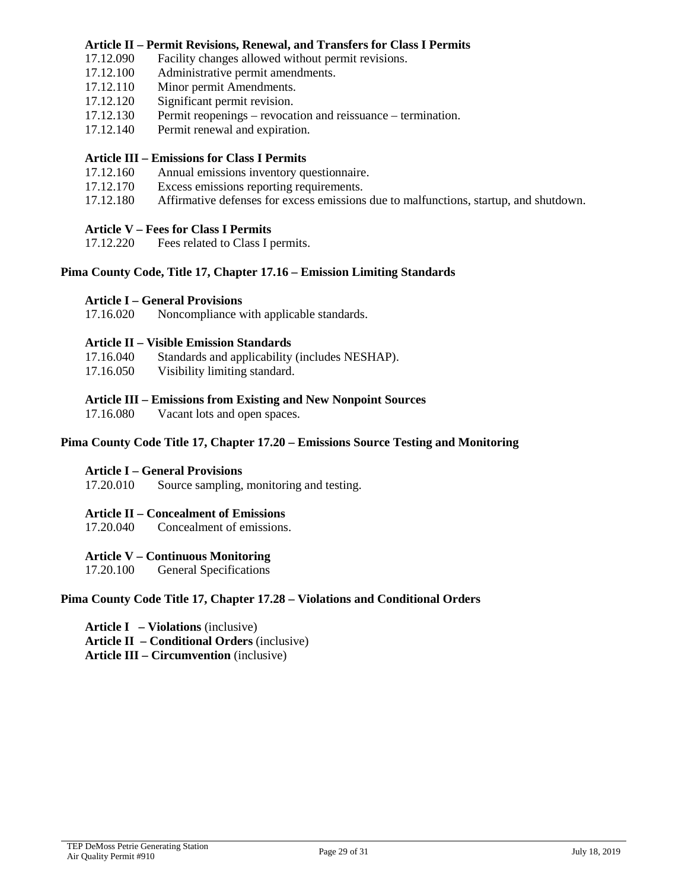#### Article II – Permit Revisions, Renewal, and Transfers for Class I Permits

17.12.090 Facility changes allowed without permit revisions.
17.12.100 Administrative permit amendments.
17.12.110 Minor permit Amendments.
17.12.120 Significant permit revision.
17.12.130 Permit reopenings – revocation and reissuance – termination.
17.12.140 Permit renewal and expiration.

#### Article III – Emissions for Class I Permits

17.12.160 Annual emissions inventory questionnaire.
17.12.170 Excess emissions reporting requirements.
17.12.180 Affirmative defenses for excess emissions due to malfunctions, startup, and shutdown.

#### Article V – Fees for Class I Permits

17.12.220 Fees related to Class I permits.

### Pima County Code, Title 17, Chapter 17.16 – Emission Limiting Standards

#### Article I – General Provisions

17.16.020 Noncompliance with applicable standards.

#### Article II – Visible Emission Standards

17.16.040 Standards and applicability (includes NESHAP).
17.16.050 Visibility limiting standard.

#### Article III – Emissions from Existing and New Nonpoint Sources

17.16.080 Vacant lots and open spaces.

### Pima County Code Title 17, Chapter 17.20 – Emissions Source Testing and Monitoring

#### Article I – General Provisions

17.20.010 Source sampling, monitoring and testing.

#### Article II – Concealment of Emissions

17.20.040 Concealment of emissions.

#### Article V – Continuous Monitoring

17.20.100 General Specifications

### Pima County Code Title 17, Chapter 17.28 – Violations and Conditional Orders

**Article I – Violations** (inclusive)
**Article II – Conditional Orders** (inclusive)
**Article III – Circumvention** (inclusive)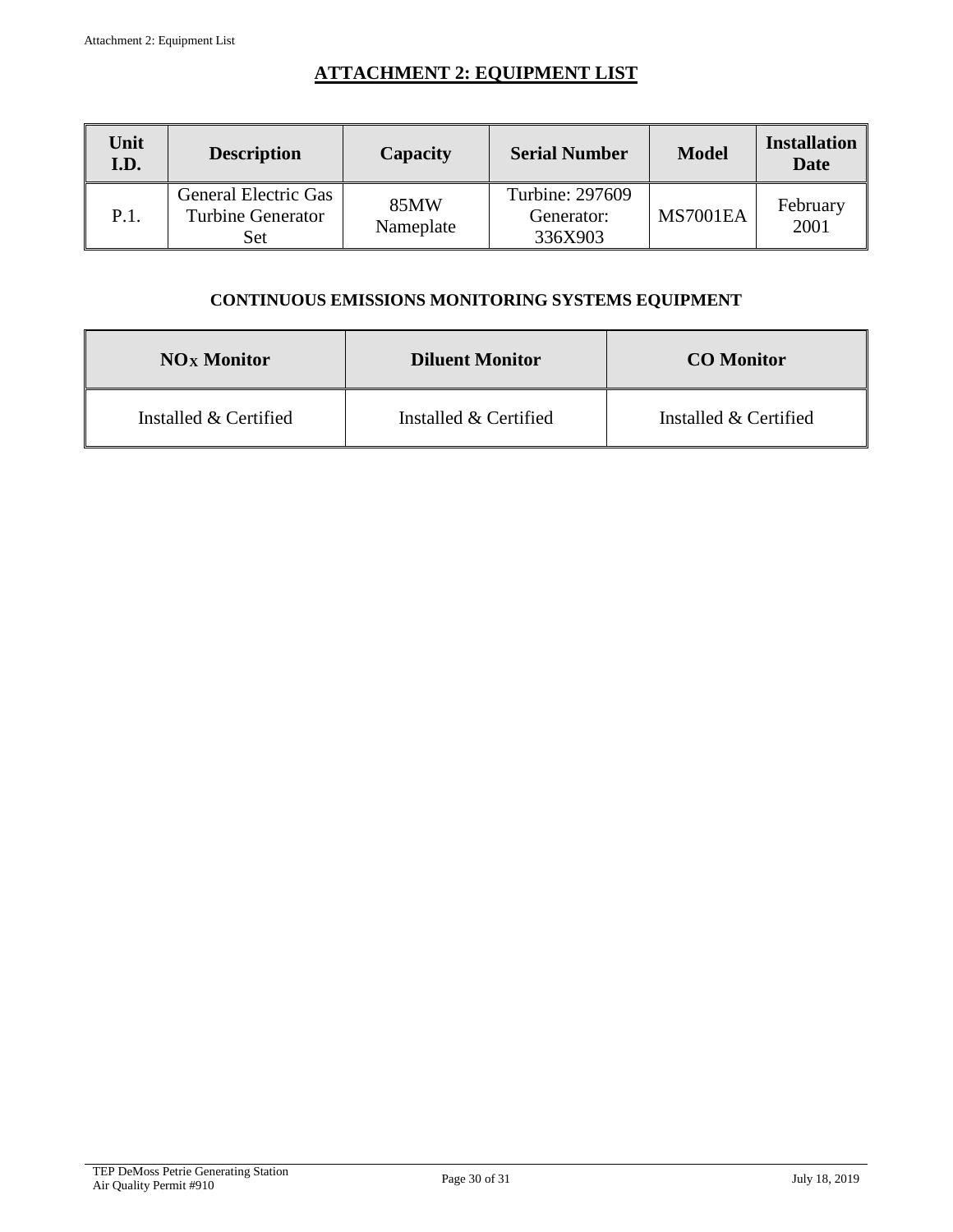# ATTACHMENT 2: EQUIPMENT LIST

| Unit I.D. | Description | Capacity | Serial Number | Model | Installation Date |
|---|---|---|---|---|---|
| P.1. | General Electric Gas Turbine Generator Set | 85MW Nameplate | Turbine: 297609 Generator: 336X903 | MS7001EA | February 2001 |

## CONTINUOUS EMISSIONS MONITORING SYSTEMS EQUIPMENT

| $NO_X$ Monitor | Diluent Monitor | CO Monitor |
|---|---|---|
| Installed & Certified | Installed & Certified | Installed & Certified |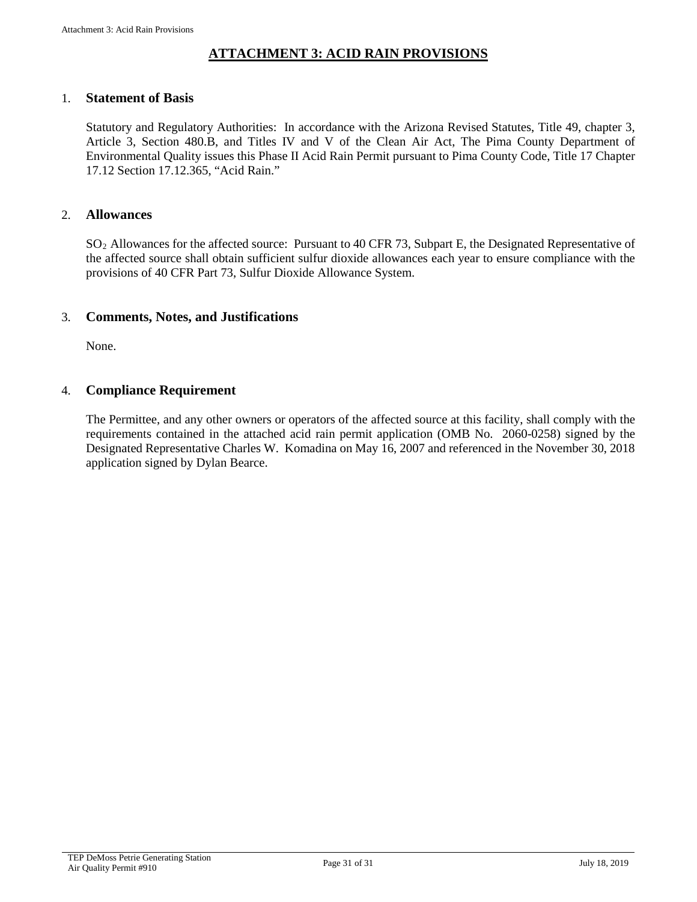# ATTACHMENT 3: ACID RAIN PROVISIONS

## 1. Statement of Basis

Statutory and Regulatory Authorities: In accordance with the Arizona Revised Statutes, Title 49, chapter 3, Article 3, Section 480.B, and Titles IV and V of the Clean Air Act, The Pima County Department of Environmental Quality issues this Phase II Acid Rain Permit pursuant to Pima County Code, Title 17 Chapter 17.12 Section 17.12.365, "Acid Rain."

## 2. Allowances

$SO_2$ Allowances for the affected source: Pursuant to 40 CFR 73, Subpart E, the Designated Representative of the affected source shall obtain sufficient sulfur dioxide allowances each year to ensure compliance with the provisions of 40 CFR Part 73, Sulfur Dioxide Allowance System.

## 3. Comments, Notes, and Justifications

None.

## 4. Compliance Requirement

The Permittee, and any other owners or operators of the affected source at this facility, shall comply with the requirements contained in the attached acid rain permit application (OMB No. 2060-0258) signed by the Designated Representative Charles W. Komadina on May 16, 2007 and referenced in the November 30, 2018 application signed by Dylan Bearce.